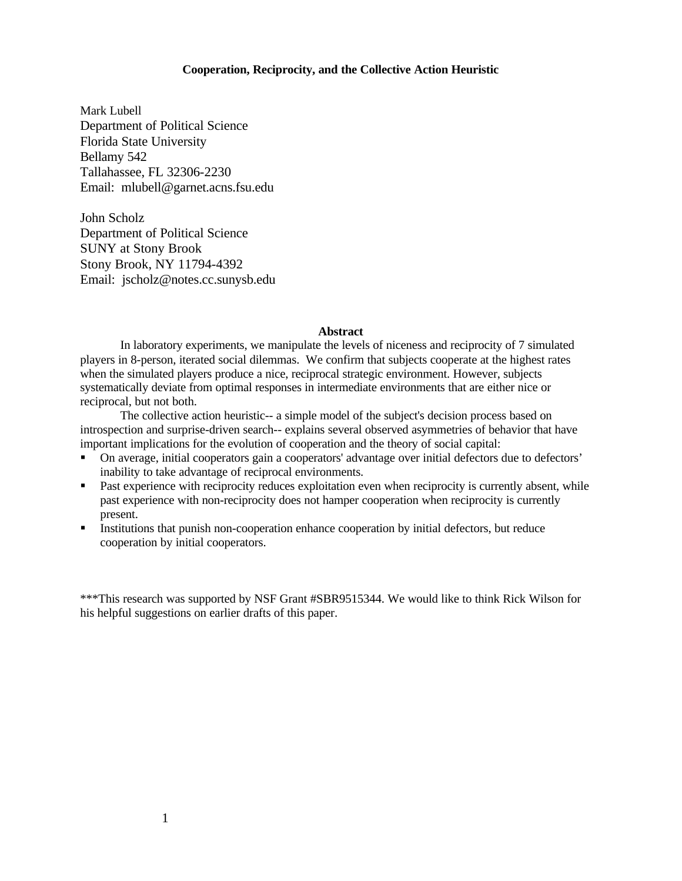# Cooperation, Reciprocity, and the Collective Action Heuristic

Mark Lubell
Department of Political Science
Florida State University
Bellamy 542
Tallahassee, FL 32306-2230
Email: mlubell@garnet.acns.fsu.edu

John Scholz
Department of Political Science
SUNY at Stony Brook
Stony Brook, NY 11794-4392
Email: jscholz@notes.cc.sunysb.edu

## Abstract

In laboratory experiments, we manipulate the levels of niceness and reciprocity of 7 simulated players in 8-person, iterated social dilemmas. We confirm that subjects cooperate at the highest rates when the simulated players produce a nice, reciprocal strategic environment. However, subjects systematically deviate from optimal responses in intermediate environments that are either nice or reciprocal, but not both.

The collective action heuristic-- a simple model of the subject's decision process based on introspection and surprise-driven search-- explains several observed asymmetries of behavior that have important implications for the evolution of cooperation and the theory of social capital:

- On average, initial cooperators gain a cooperators' advantage over initial defectors due to defectors' inability to take advantage of reciprocal environments.
- Past experience with reciprocity reduces exploitation even when reciprocity is currently absent, while past experience with non-reciprocity does not hamper cooperation when reciprocity is currently present.
- Institutions that punish non-cooperation enhance cooperation by initial defectors, but reduce cooperation by initial cooperators.

***This research was supported by NSF Grant #SBR9515344. We would like to think Rick Wilson for his helpful suggestions on earlier drafts of this paper.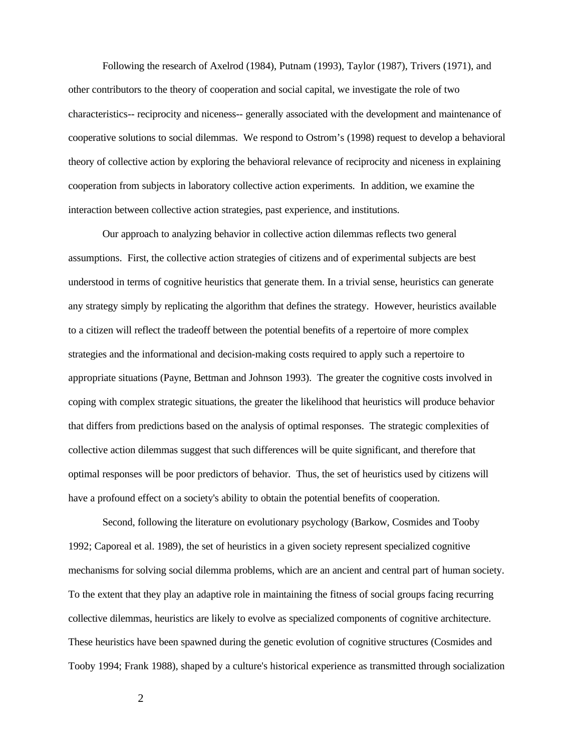Following the research of Axelrod (1984), Putnam (1993), Taylor (1987), Trivers (1971), and other contributors to the theory of cooperation and social capital, we investigate the role of two characteristics-- reciprocity and niceness-- generally associated with the development and maintenance of cooperative solutions to social dilemmas. We respond to Ostrom's (1998) request to develop a behavioral theory of collective action by exploring the behavioral relevance of reciprocity and niceness in explaining cooperation from subjects in laboratory collective action experiments. In addition, we examine the interaction between collective action strategies, past experience, and institutions.

Our approach to analyzing behavior in collective action dilemmas reflects two general assumptions. First, the collective action strategies of citizens and of experimental subjects are best understood in terms of cognitive heuristics that generate them. In a trivial sense, heuristics can generate any strategy simply by replicating the algorithm that defines the strategy. However, heuristics available to a citizen will reflect the tradeoff between the potential benefits of a repertoire of more complex strategies and the informational and decision-making costs required to apply such a repertoire to appropriate situations (Payne, Bettman and Johnson 1993). The greater the cognitive costs involved in coping with complex strategic situations, the greater the likelihood that heuristics will produce behavior that differs from predictions based on the analysis of optimal responses. The strategic complexities of collective action dilemmas suggest that such differences will be quite significant, and therefore that optimal responses will be poor predictors of behavior. Thus, the set of heuristics used by citizens will have a profound effect on a society's ability to obtain the potential benefits of cooperation.

Second, following the literature on evolutionary psychology (Barkow, Cosmides and Tooby 1992; Caporeal et al. 1989), the set of heuristics in a given society represent specialized cognitive mechanisms for solving social dilemma problems, which are an ancient and central part of human society. To the extent that they play an adaptive role in maintaining the fitness of social groups facing recurring collective dilemmas, heuristics are likely to evolve as specialized components of cognitive architecture. These heuristics have been spawned during the genetic evolution of cognitive structures (Cosmides and Tooby 1994; Frank 1988), shaped by a culture's historical experience as transmitted through socialization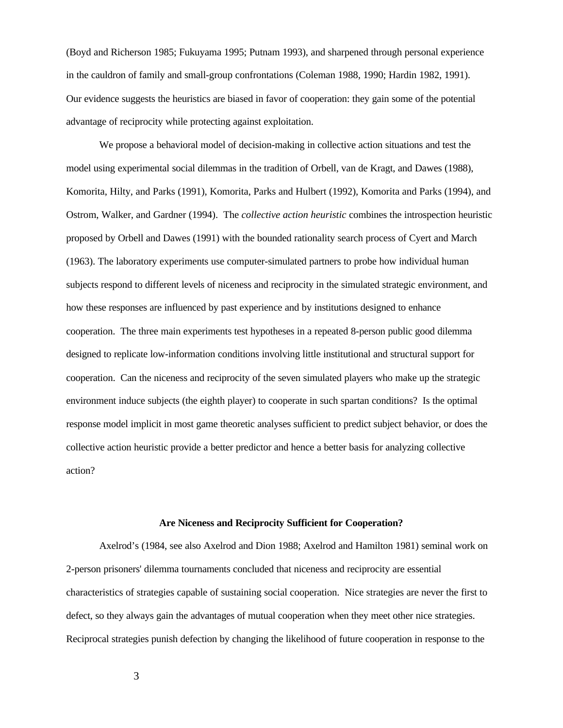(Boyd and Richerson 1985; Fukuyama 1995; Putnam 1993), and sharpened through personal experience in the cauldron of family and small-group confrontations (Coleman 1988, 1990; Hardin 1982, 1991). Our evidence suggests the heuristics are biased in favor of cooperation: they gain some of the potential advantage of reciprocity while protecting against exploitation.

We propose a behavioral model of decision-making in collective action situations and test the model using experimental social dilemmas in the tradition of Orbell, van de Kragt, and Dawes (1988), Komorita, Hilty, and Parks (1991), Komorita, Parks and Hulbert (1992), Komorita and Parks (1994), and Ostrom, Walker, and Gardner (1994). The *collective action heuristic* combines the introspection heuristic proposed by Orbell and Dawes (1991) with the bounded rationality search process of Cyert and March (1963). The laboratory experiments use computer-simulated partners to probe how individual human subjects respond to different levels of niceness and reciprocity in the simulated strategic environment, and how these responses are influenced by past experience and by institutions designed to enhance cooperation. The three main experiments test hypotheses in a repeated 8-person public good dilemma designed to replicate low-information conditions involving little institutional and structural support for cooperation. Can the niceness and reciprocity of the seven simulated players who make up the strategic environment induce subjects (the eighth player) to cooperate in such spartan conditions? Is the optimal response model implicit in most game theoretic analyses sufficient to predict subject behavior, or does the collective action heuristic provide a better predictor and hence a better basis for analyzing collective action?

## Are Niceness and Reciprocity Sufficient for Cooperation?

Axelrod's (1984, see also Axelrod and Dion 1988; Axelrod and Hamilton 1981) seminal work on 2-person prisoners' dilemma tournaments concluded that niceness and reciprocity are essential characteristics of strategies capable of sustaining social cooperation. Nice strategies are never the first to defect, so they always gain the advantages of mutual cooperation when they meet other nice strategies. Reciprocal strategies punish defection by changing the likelihood of future cooperation in response to the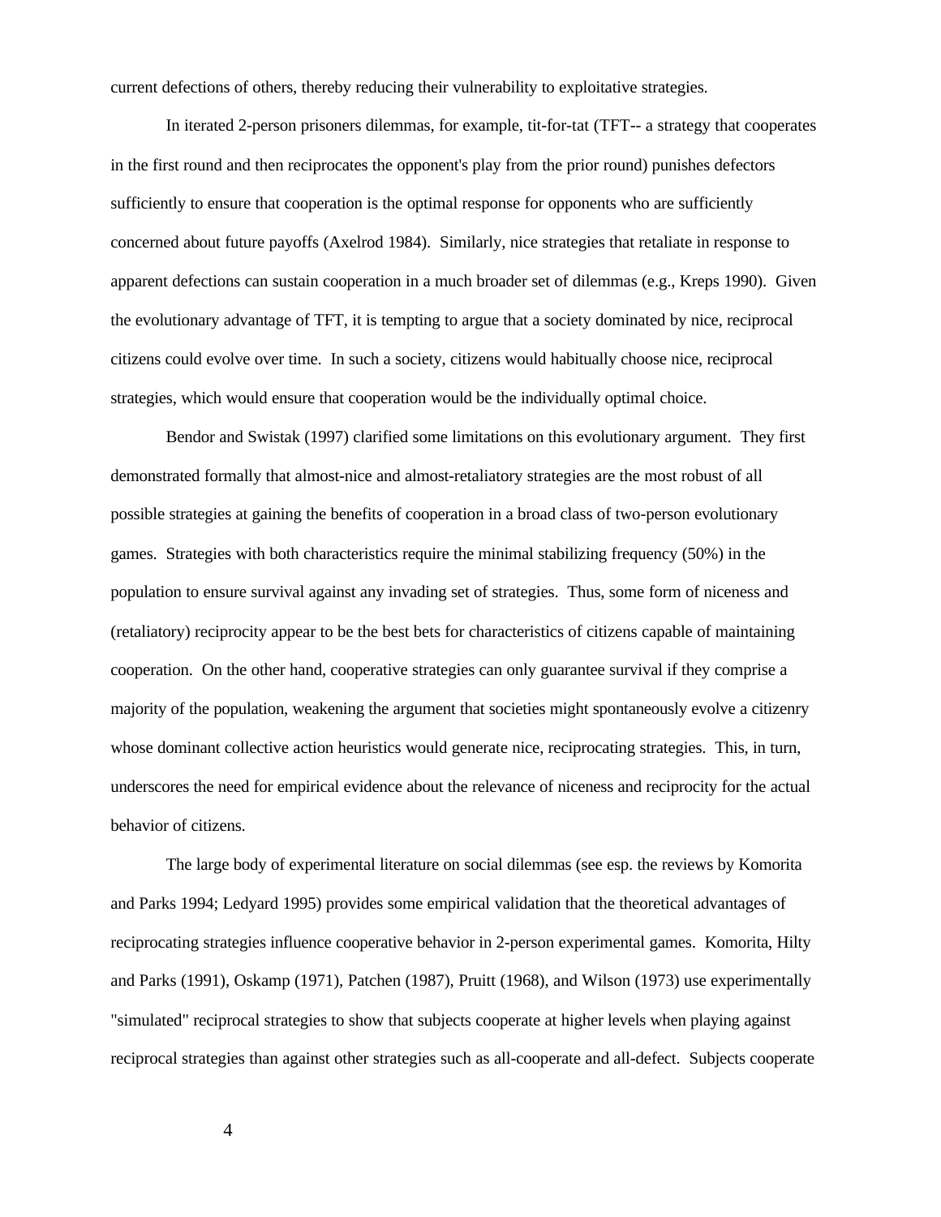current defections of others, thereby reducing their vulnerability to exploitative strategies.

In iterated 2-person prisoners dilemmas, for example, tit-for-tat (TFT-- a strategy that cooperates in the first round and then reciprocates the opponent's play from the prior round) punishes defectors sufficiently to ensure that cooperation is the optimal response for opponents who are sufficiently concerned about future payoffs (Axelrod 1984). Similarly, nice strategies that retaliate in response to apparent defections can sustain cooperation in a much broader set of dilemmas (e.g., Kreps 1990). Given the evolutionary advantage of TFT, it is tempting to argue that a society dominated by nice, reciprocal citizens could evolve over time. In such a society, citizens would habitually choose nice, reciprocal strategies, which would ensure that cooperation would be the individually optimal choice.

Bendor and Swistak (1997) clarified some limitations on this evolutionary argument. They first demonstrated formally that almost-nice and almost-retaliatory strategies are the most robust of all possible strategies at gaining the benefits of cooperation in a broad class of two-person evolutionary games. Strategies with both characteristics require the minimal stabilizing frequency (50%) in the population to ensure survival against any invading set of strategies. Thus, some form of niceness and (retaliatory) reciprocity appear to be the best bets for characteristics of citizens capable of maintaining cooperation. On the other hand, cooperative strategies can only guarantee survival if they comprise a majority of the population, weakening the argument that societies might spontaneously evolve a citizenry whose dominant collective action heuristics would generate nice, reciprocating strategies. This, in turn, underscores the need for empirical evidence about the relevance of niceness and reciprocity for the actual behavior of citizens.

The large body of experimental literature on social dilemmas (see esp. the reviews by Komorita and Parks 1994; Ledyard 1995) provides some empirical validation that the theoretical advantages of reciprocating strategies influence cooperative behavior in 2-person experimental games. Komorita, Hilty and Parks (1991), Oskamp (1971), Patchen (1987), Pruitt (1968), and Wilson (1973) use experimentally "simulated" reciprocal strategies to show that subjects cooperate at higher levels when playing against reciprocal strategies than against other strategies such as all-cooperate and all-defect. Subjects cooperate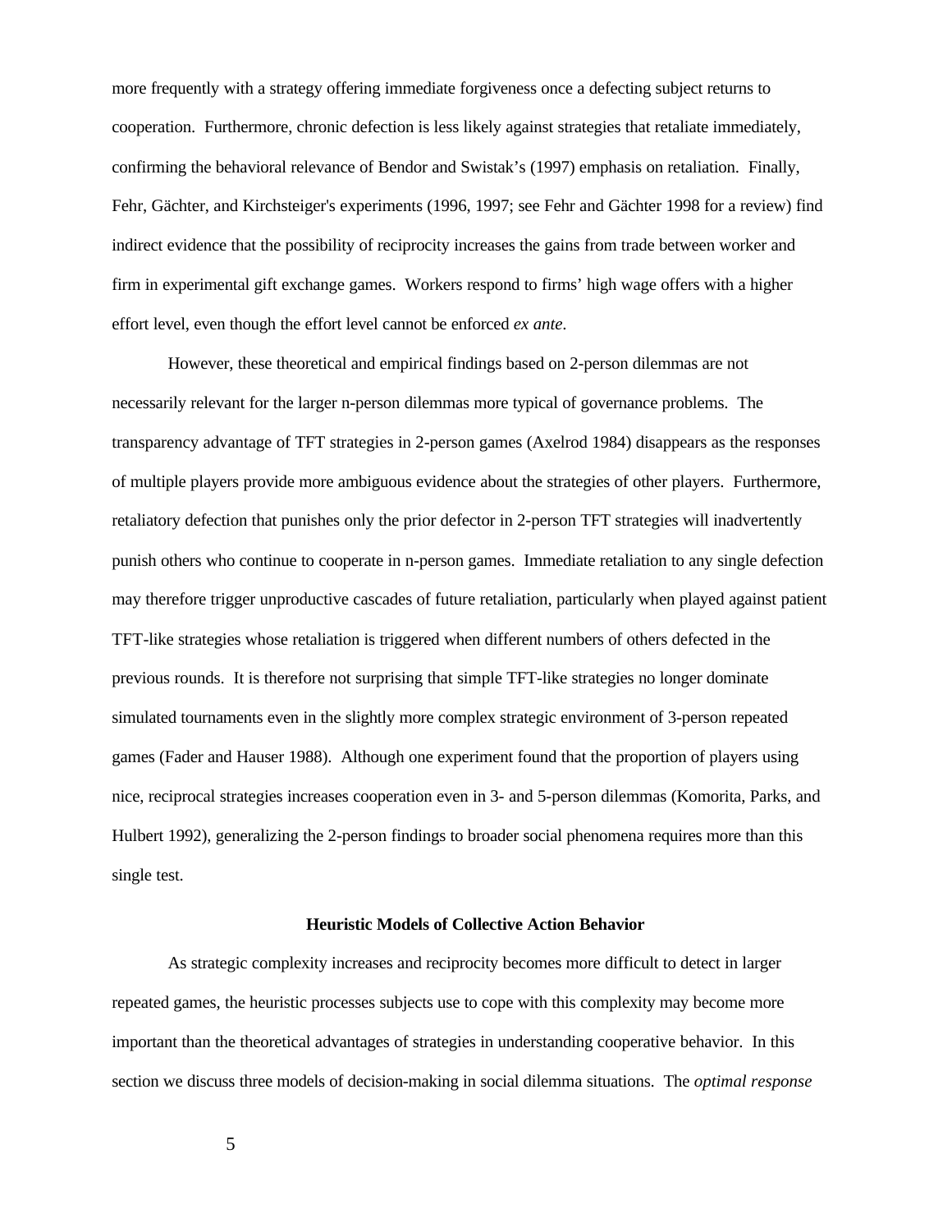more frequently with a strategy offering immediate forgiveness once a defecting subject returns to cooperation. Furthermore, chronic defection is less likely against strategies that retaliate immediately, confirming the behavioral relevance of Bendor and Swistak's (1997) emphasis on retaliation. Finally, Fehr, Gächter, and Kirchsteiger's experiments (1996, 1997; see Fehr and Gächter 1998 for a review) find indirect evidence that the possibility of reciprocity increases the gains from trade between worker and firm in experimental gift exchange games. Workers respond to firms' high wage offers with a higher effort level, even though the effort level cannot be enforced *ex ante*.

However, these theoretical and empirical findings based on 2-person dilemmas are not necessarily relevant for the larger n-person dilemmas more typical of governance problems. The transparency advantage of TFT strategies in 2-person games (Axelrod 1984) disappears as the responses of multiple players provide more ambiguous evidence about the strategies of other players. Furthermore, retaliatory defection that punishes only the prior defector in 2-person TFT strategies will inadvertently punish others who continue to cooperate in n-person games. Immediate retaliation to any single defection may therefore trigger unproductive cascades of future retaliation, particularly when played against patient TFT-like strategies whose retaliation is triggered when different numbers of others defected in the previous rounds. It is therefore not surprising that simple TFT-like strategies no longer dominate simulated tournaments even in the slightly more complex strategic environment of 3-person repeated games (Fader and Hauser 1988). Although one experiment found that the proportion of players using nice, reciprocal strategies increases cooperation even in 3- and 5-person dilemmas (Komorita, Parks, and Hulbert 1992), generalizing the 2-person findings to broader social phenomena requires more than this single test.

## Heuristic Models of Collective Action Behavior

As strategic complexity increases and reciprocity becomes more difficult to detect in larger repeated games, the heuristic processes subjects use to cope with this complexity may become more important than the theoretical advantages of strategies in understanding cooperative behavior. In this section we discuss three models of decision-making in social dilemma situations. The *optimal response*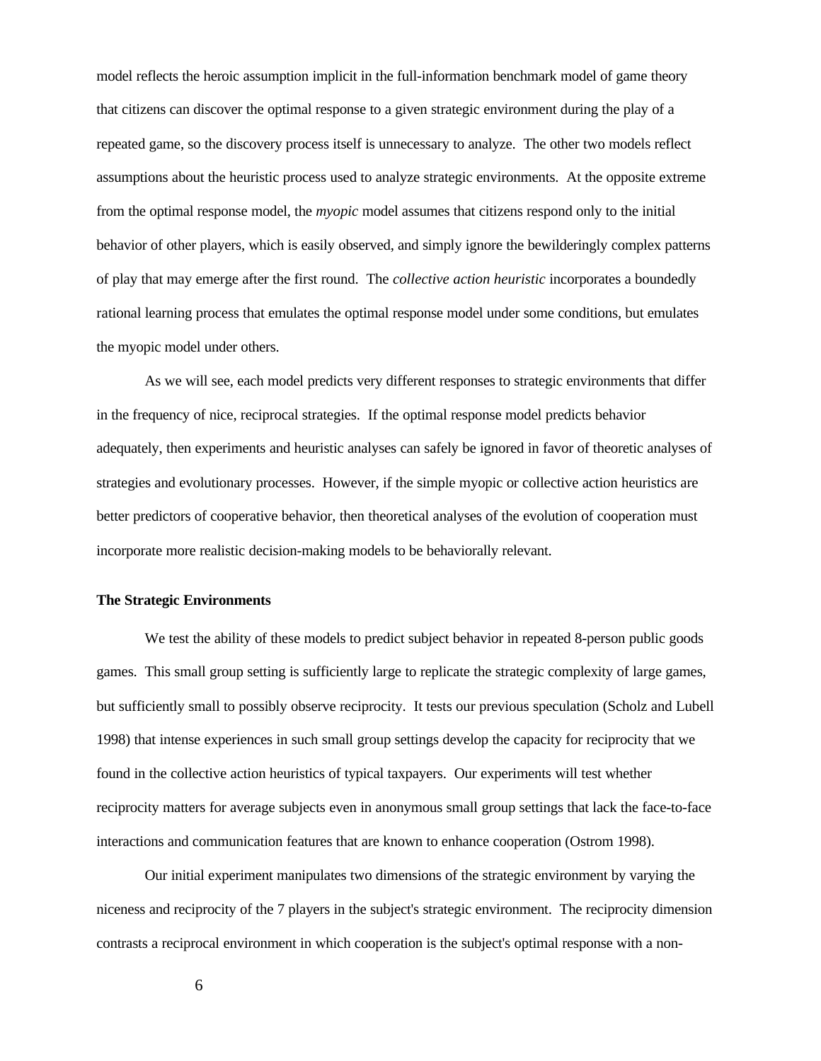model reflects the heroic assumption implicit in the full-information benchmark model of game theory that citizens can discover the optimal response to a given strategic environment during the play of a repeated game, so the discovery process itself is unnecessary to analyze. The other two models reflect assumptions about the heuristic process used to analyze strategic environments. At the opposite extreme from the optimal response model, the *myopic* model assumes that citizens respond only to the initial behavior of other players, which is easily observed, and simply ignore the bewilderingly complex patterns of play that may emerge after the first round. The *collective action heuristic* incorporates a boundedly rational learning process that emulates the optimal response model under some conditions, but emulates the myopic model under others.

As we will see, each model predicts very different responses to strategic environments that differ in the frequency of nice, reciprocal strategies. If the optimal response model predicts behavior adequately, then experiments and heuristic analyses can safely be ignored in favor of theoretic analyses of strategies and evolutionary processes. However, if the simple myopic or collective action heuristics are better predictors of cooperative behavior, then theoretical analyses of the evolution of cooperation must incorporate more realistic decision-making models to be behaviorally relevant.

**The Strategic Environments**

We test the ability of these models to predict subject behavior in repeated 8-person public goods games. This small group setting is sufficiently large to replicate the strategic complexity of large games, but sufficiently small to possibly observe reciprocity. It tests our previous speculation (Scholz and Lubell 1998) that intense experiences in such small group settings develop the capacity for reciprocity that we found in the collective action heuristics of typical taxpayers. Our experiments will test whether reciprocity matters for average subjects even in anonymous small group settings that lack the face-to-face interactions and communication features that are known to enhance cooperation (Ostrom 1998).

Our initial experiment manipulates two dimensions of the strategic environment by varying the niceness and reciprocity of the 7 players in the subject's strategic environment. The reciprocity dimension contrasts a reciprocal environment in which cooperation is the subject's optimal response with a non-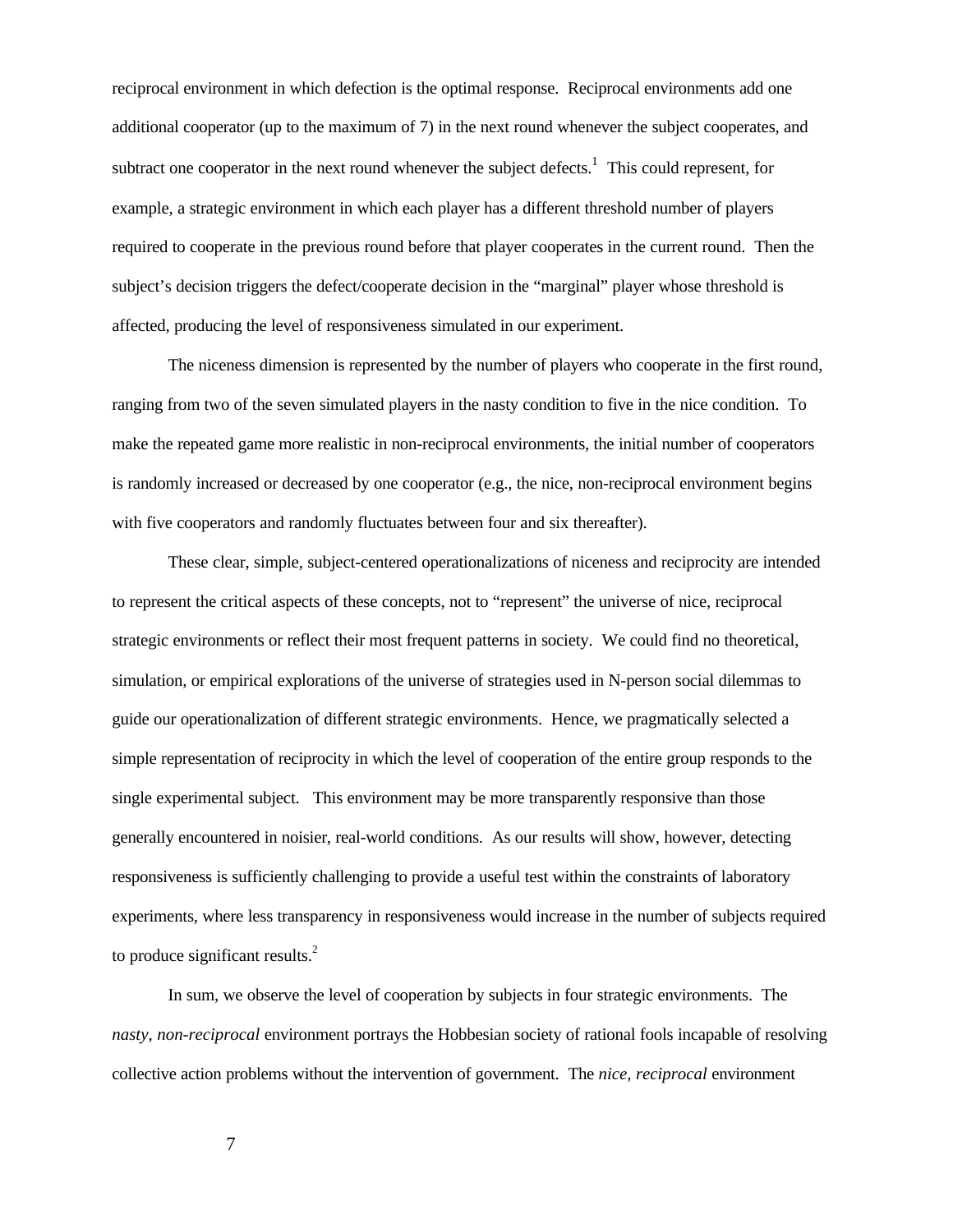reciprocal environment in which defection is the optimal response. Reciprocal environments add one additional cooperator (up to the maximum of 7) in the next round whenever the subject cooperates, and subtract one cooperator in the next round whenever the subject defects.[1] This could represent, for example, a strategic environment in which each player has a different threshold number of players required to cooperate in the previous round before that player cooperates in the current round. Then the subject's decision triggers the defect/cooperate decision in the "marginal" player whose threshold is affected, producing the level of responsiveness simulated in our experiment.

The niceness dimension is represented by the number of players who cooperate in the first round, ranging from two of the seven simulated players in the nasty condition to five in the nice condition. To make the repeated game more realistic in non-reciprocal environments, the initial number of cooperators is randomly increased or decreased by one cooperator (e.g., the nice, non-reciprocal environment begins with five cooperators and randomly fluctuates between four and six thereafter).

These clear, simple, subject-centered operationalizations of niceness and reciprocity are intended to represent the critical aspects of these concepts, not to "represent" the universe of nice, reciprocal strategic environments or reflect their most frequent patterns in society. We could find no theoretical, simulation, or empirical explorations of the universe of strategies used in N-person social dilemmas to guide our operationalization of different strategic environments. Hence, we pragmatically selected a simple representation of reciprocity in which the level of cooperation of the entire group responds to the single experimental subject. This environment may be more transparently responsive than those generally encountered in noisier, real-world conditions. As our results will show, however, detecting responsiveness is sufficiently challenging to provide a useful test within the constraints of laboratory experiments, where less transparency in responsiveness would increase in the number of subjects required to produce significant results.[2]

In sum, we observe the level of cooperation by subjects in four strategic environments. The *nasty, non-reciprocal* environment portrays the Hobbesian society of rational fools incapable of resolving collective action problems without the intervention of government. The *nice, reciprocal* environment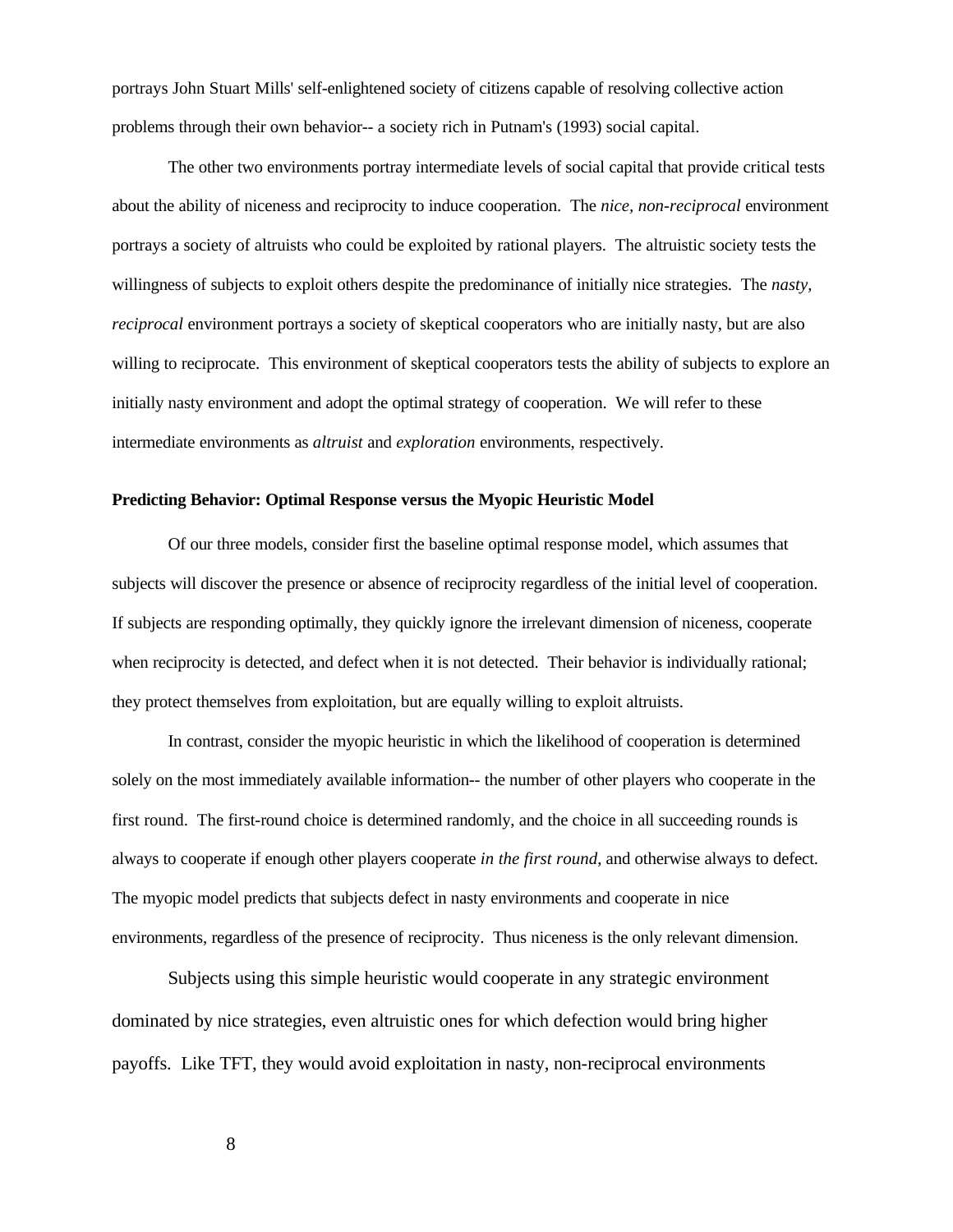portrays John Stuart Mills' self-enlightened society of citizens capable of resolving collective action problems through their own behavior-- a society rich in Putnam's (1993) social capital.

The other two environments portray intermediate levels of social capital that provide critical tests about the ability of niceness and reciprocity to induce cooperation. The *nice, non-reciprocal* environment portrays a society of altruists who could be exploited by rational players. The altruistic society tests the willingness of subjects to exploit others despite the predominance of initially nice strategies. The *nasty, reciprocal* environment portrays a society of skeptical cooperators who are initially nasty, but are also willing to reciprocate. This environment of skeptical cooperators tests the ability of subjects to explore an initially nasty environment and adopt the optimal strategy of cooperation. We will refer to these intermediate environments as *altruist* and *exploration* environments, respectively.

**Predicting Behavior: Optimal Response versus the Myopic Heuristic Model**

Of our three models, consider first the baseline optimal response model, which assumes that subjects will discover the presence or absence of reciprocity regardless of the initial level of cooperation. If subjects are responding optimally, they quickly ignore the irrelevant dimension of niceness, cooperate when reciprocity is detected, and defect when it is not detected. Their behavior is individually rational; they protect themselves from exploitation, but are equally willing to exploit altruists.

In contrast, consider the myopic heuristic in which the likelihood of cooperation is determined solely on the most immediately available information-- the number of other players who cooperate in the first round. The first-round choice is determined randomly, and the choice in all succeeding rounds is always to cooperate if enough other players cooperate *in the first round*, and otherwise always to defect. The myopic model predicts that subjects defect in nasty environments and cooperate in nice environments, regardless of the presence of reciprocity. Thus niceness is the only relevant dimension.

Subjects using this simple heuristic would cooperate in any strategic environment dominated by nice strategies, even altruistic ones for which defection would bring higher payoffs. Like TFT, they would avoid exploitation in nasty, non-reciprocal environments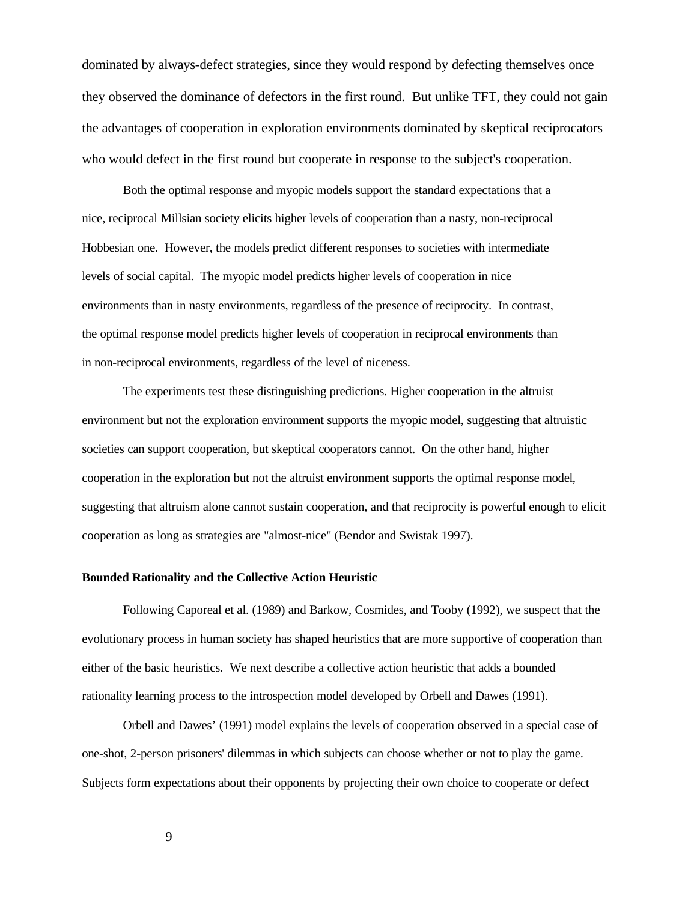dominated by always-defect strategies, since they would respond by defecting themselves once they observed the dominance of defectors in the first round. But unlike TFT, they could not gain the advantages of cooperation in exploration environments dominated by skeptical reciprocators who would defect in the first round but cooperate in response to the subject's cooperation.

Both the optimal response and myopic models support the standard expectations that a nice, reciprocal Millsian society elicits higher levels of cooperation than a nasty, non-reciprocal Hobbesian one. However, the models predict different responses to societies with intermediate levels of social capital. The myopic model predicts higher levels of cooperation in nice environments than in nasty environments, regardless of the presence of reciprocity. In contrast, the optimal response model predicts higher levels of cooperation in reciprocal environments than in non-reciprocal environments, regardless of the level of niceness.

The experiments test these distinguishing predictions. Higher cooperation in the altruist environment but not the exploration environment supports the myopic model, suggesting that altruistic societies can support cooperation, but skeptical cooperators cannot. On the other hand, higher cooperation in the exploration but not the altruist environment supports the optimal response model, suggesting that altruism alone cannot sustain cooperation, and that reciprocity is powerful enough to elicit cooperation as long as strategies are "almost-nice" (Bendor and Swistak 1997).

**Bounded Rationality and the Collective Action Heuristic**

Following Caporeal et al. (1989) and Barkow, Cosmides, and Tooby (1992), we suspect that the evolutionary process in human society has shaped heuristics that are more supportive of cooperation than either of the basic heuristics. We next describe a collective action heuristic that adds a bounded rationality learning process to the introspection model developed by Orbell and Dawes (1991).

Orbell and Dawes' (1991) model explains the levels of cooperation observed in a special case of one-shot, 2-person prisoners' dilemmas in which subjects can choose whether or not to play the game. Subjects form expectations about their opponents by projecting their own choice to cooperate or defect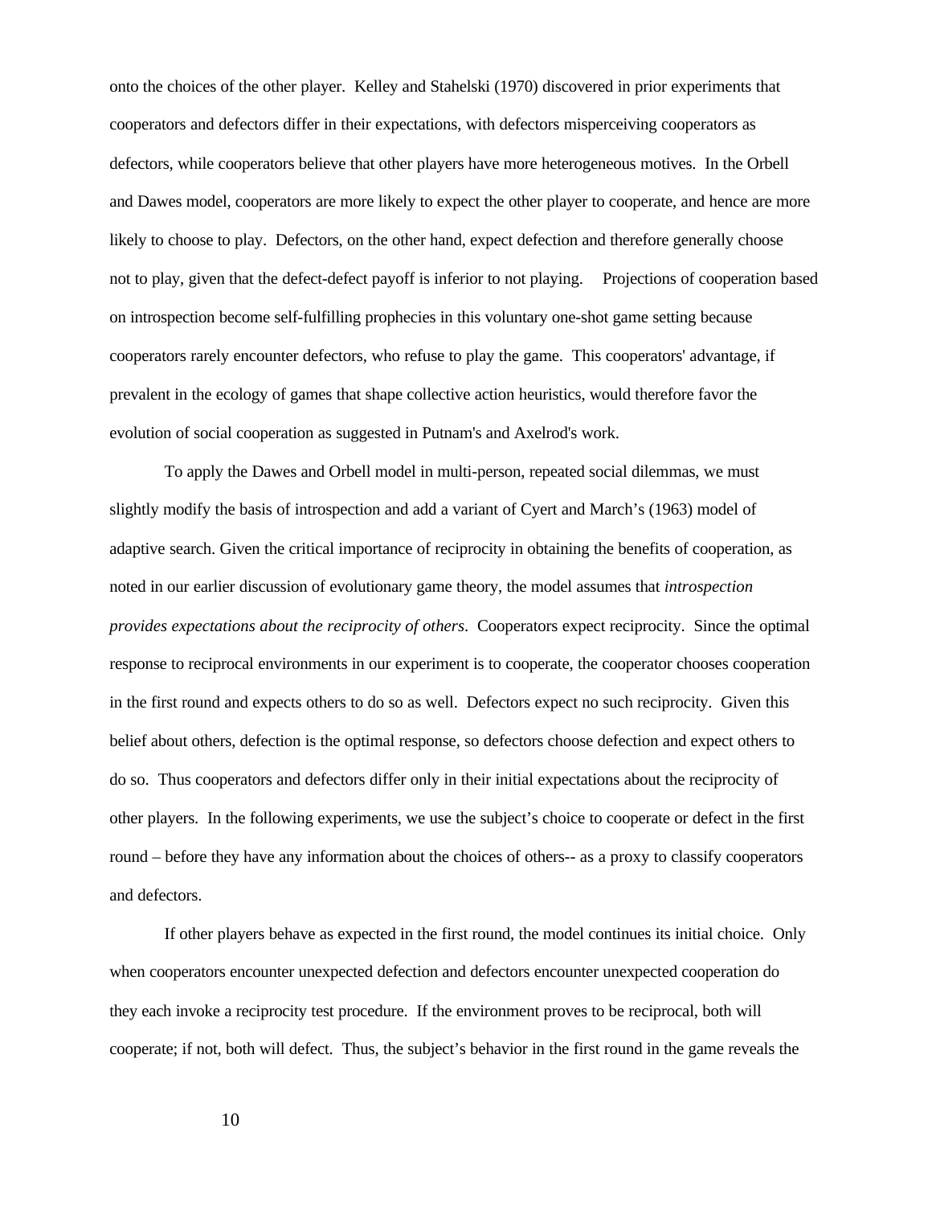onto the choices of the other player. Kelley and Stahelski (1970) discovered in prior experiments that cooperators and defectors differ in their expectations, with defectors misperceiving cooperators as defectors, while cooperators believe that other players have more heterogeneous motives. In the Orbell and Dawes model, cooperators are more likely to expect the other player to cooperate, and hence are more likely to choose to play. Defectors, on the other hand, expect defection and therefore generally choose not to play, given that the defect-defect payoff is inferior to not playing. Projections of cooperation based on introspection become self-fulfilling prophecies in this voluntary one-shot game setting because cooperators rarely encounter defectors, who refuse to play the game. This cooperators' advantage, if prevalent in the ecology of games that shape collective action heuristics, would therefore favor the evolution of social cooperation as suggested in Putnam's and Axelrod's work.

To apply the Dawes and Orbell model in multi-person, repeated social dilemmas, we must slightly modify the basis of introspection and add a variant of Cyert and March's (1963) model of adaptive search. Given the critical importance of reciprocity in obtaining the benefits of cooperation, as noted in our earlier discussion of evolutionary game theory, the model assumes that *introspection provides expectations about the reciprocity of others*. Cooperators expect reciprocity. Since the optimal response to reciprocal environments in our experiment is to cooperate, the cooperator chooses cooperation in the first round and expects others to do so as well. Defectors expect no such reciprocity. Given this belief about others, defection is the optimal response, so defectors choose defection and expect others to do so. Thus cooperators and defectors differ only in their initial expectations about the reciprocity of other players. In the following experiments, we use the subject's choice to cooperate or defect in the first round – before they have any information about the choices of others-- as a proxy to classify cooperators and defectors.

If other players behave as expected in the first round, the model continues its initial choice. Only when cooperators encounter unexpected defection and defectors encounter unexpected cooperation do they each invoke a reciprocity test procedure. If the environment proves to be reciprocal, both will cooperate; if not, both will defect. Thus, the subject's behavior in the first round in the game reveals the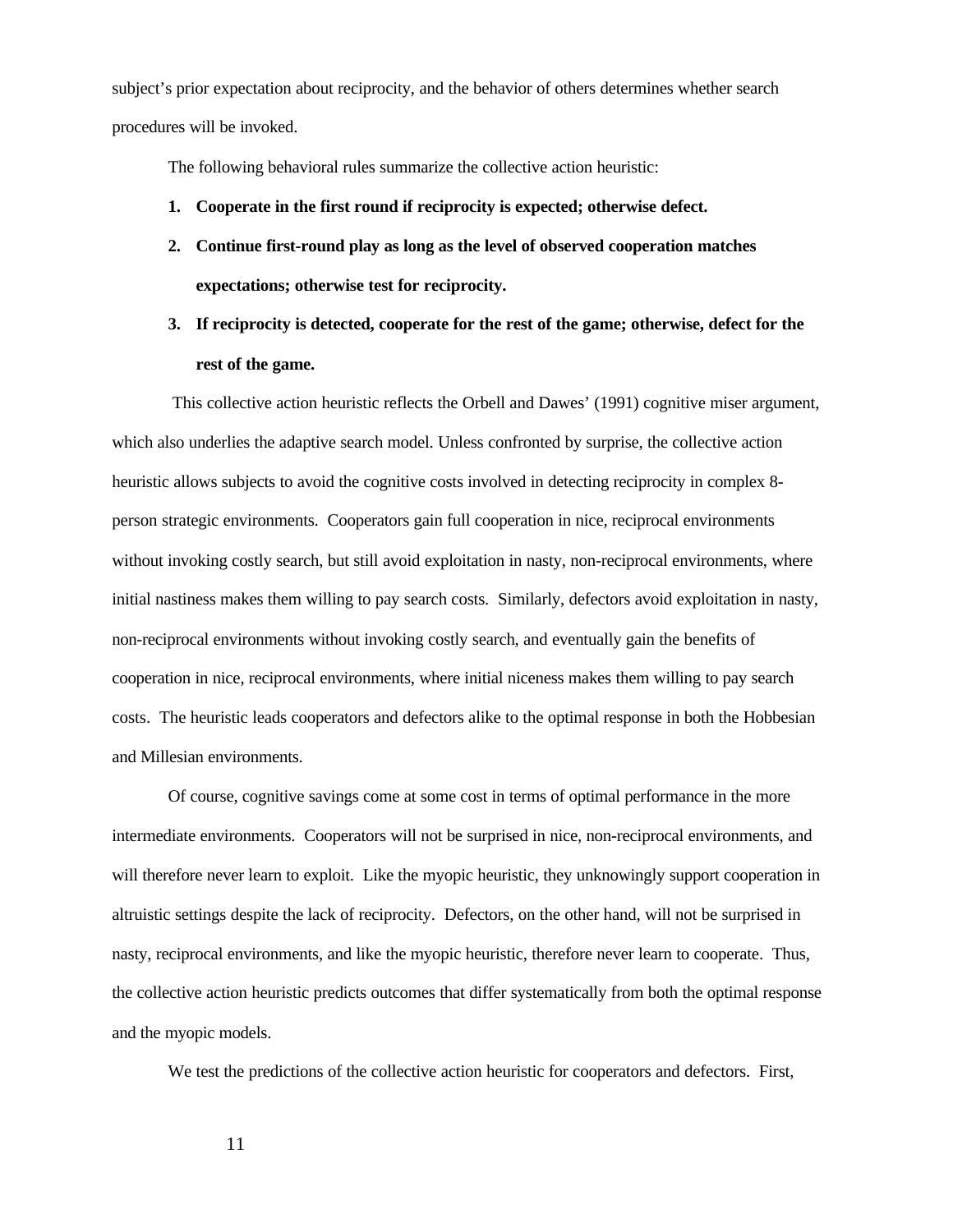subject's prior expectation about reciprocity, and the behavior of others determines whether search procedures will be invoked.

The following behavioral rules summarize the collective action heuristic:

1. **Cooperate in the first round if reciprocity is expected; otherwise defect.**
2. **Continue first-round play as long as the level of observed cooperation matches expectations; otherwise test for reciprocity.**
3. **If reciprocity is detected, cooperate for the rest of the game; otherwise, defect for the rest of the game.**

This collective action heuristic reflects the Orbell and Dawes' (1991) cognitive miser argument, which also underlies the adaptive search model. Unless confronted by surprise, the collective action heuristic allows subjects to avoid the cognitive costs involved in detecting reciprocity in complex 8-person strategic environments. Cooperators gain full cooperation in nice, reciprocal environments without invoking costly search, but still avoid exploitation in nasty, non-reciprocal environments, where initial nastiness makes them willing to pay search costs. Similarly, defectors avoid exploitation in nasty, non-reciprocal environments without invoking costly search, and eventually gain the benefits of cooperation in nice, reciprocal environments, where initial niceness makes them willing to pay search costs. The heuristic leads cooperators and defectors alike to the optimal response in both the Hobbesian and Millesian environments.

Of course, cognitive savings come at some cost in terms of optimal performance in the more intermediate environments. Cooperators will not be surprised in nice, non-reciprocal environments, and will therefore never learn to exploit. Like the myopic heuristic, they unknowingly support cooperation in altruistic settings despite the lack of reciprocity. Defectors, on the other hand, will not be surprised in nasty, reciprocal environments, and like the myopic heuristic, therefore never learn to cooperate. Thus, the collective action heuristic predicts outcomes that differ systematically from both the optimal response and the myopic models.

We test the predictions of the collective action heuristic for cooperators and defectors. First,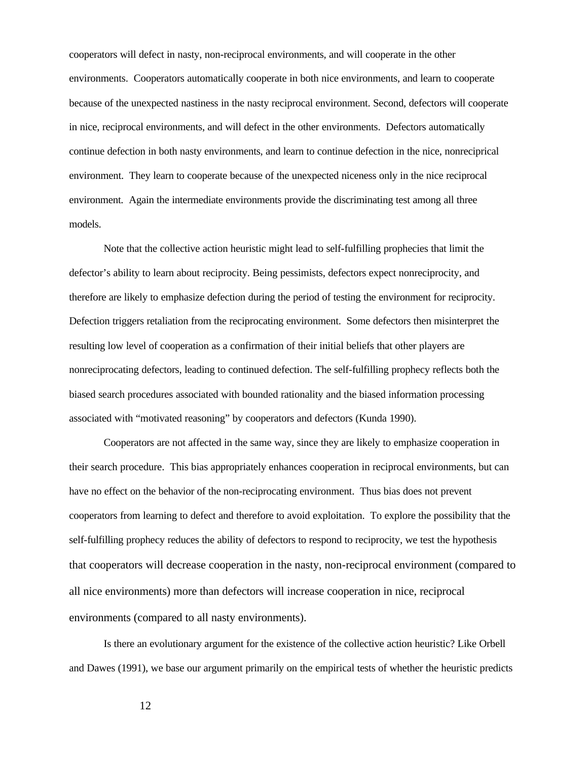cooperators will defect in nasty, non-reciprocal environments, and will cooperate in the other environments. Cooperators automatically cooperate in both nice environments, and learn to cooperate because of the unexpected nastiness in the nasty reciprocal environment. Second, defectors will cooperate in nice, reciprocal environments, and will defect in the other environments. Defectors automatically continue defection in both nasty environments, and learn to continue defection in the nice, nonrecipriical environment. They learn to cooperate because of the unexpected niceness only in the nice reciprocal environment. Again the intermediate environments provide the discriminating test among all three models.

Note that the collective action heuristic might lead to self-fulfilling prophecies that limit the defector's ability to learn about reciprocity. Being pessimists, defectors expect nonreciprocity, and therefore are likely to emphasize defection during the period of testing the environment for reciprocity. Defection triggers retaliation from the reciprocating environment. Some defectors then misinterpret the resulting low level of cooperation as a confirmation of their initial beliefs that other players are nonreciprocating defectors, leading to continued defection. The self-fulfilling prophecy reflects both the biased search procedures associated with bounded rationality and the biased information processing associated with "motivated reasoning" by cooperators and defectors (Kunda 1990).

Cooperators are not affected in the same way, since they are likely to emphasize cooperation in their search procedure. This bias appropriately enhances cooperation in reciprocal environments, but can have no effect on the behavior of the non-reciprocating environment. Thus bias does not prevent cooperators from learning to defect and therefore to avoid exploitation. To explore the possibility that the self-fulfilling prophecy reduces the ability of defectors to respond to reciprocity, we test the hypothesis that cooperators will decrease cooperation in the nasty, non-reciprocal environment (compared to all nice environments) more than defectors will increase cooperation in nice, reciprocal environments (compared to all nasty environments).

Is there an evolutionary argument for the existence of the collective action heuristic? Like Orbell and Dawes (1991), we base our argument primarily on the empirical tests of whether the heuristic predicts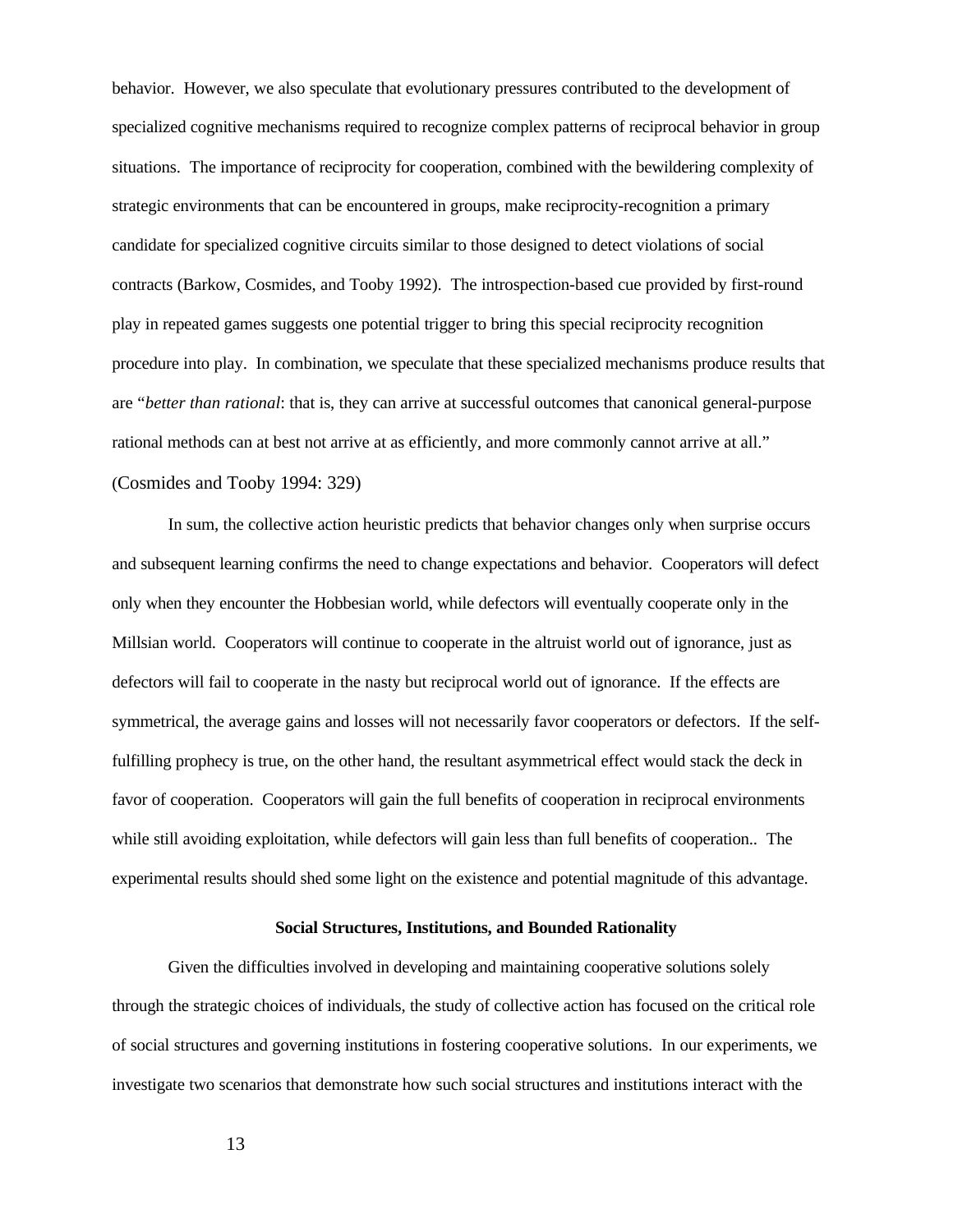behavior. However, we also speculate that evolutionary pressures contributed to the development of specialized cognitive mechanisms required to recognize complex patterns of reciprocal behavior in group situations. The importance of reciprocity for cooperation, combined with the bewildering complexity of strategic environments that can be encountered in groups, make reciprocity-recognition a primary candidate for specialized cognitive circuits similar to those designed to detect violations of social contracts (Barkow, Cosmides, and Tooby 1992). The introspection-based cue provided by first-round play in repeated games suggests one potential trigger to bring this special reciprocity recognition procedure into play. In combination, we speculate that these specialized mechanisms produce results that are "*better than rational*: that is, they can arrive at successful outcomes that canonical general-purpose rational methods can at best not arrive at as efficiently, and more commonly cannot arrive at all." (Cosmides and Tooby 1994: 329)

In sum, the collective action heuristic predicts that behavior changes only when surprise occurs and subsequent learning confirms the need to change expectations and behavior. Cooperators will defect only when they encounter the Hobbesian world, while defectors will eventually cooperate only in the Millsian world. Cooperators will continue to cooperate in the altruist world out of ignorance, just as defectors will fail to cooperate in the nasty but reciprocal world out of ignorance. If the effects are symmetrical, the average gains and losses will not necessarily favor cooperators or defectors. If the self-fulfilling prophecy is true, on the other hand, the resultant asymmetrical effect would stack the deck in favor of cooperation. Cooperators will gain the full benefits of cooperation in reciprocal environments while still avoiding exploitation, while defectors will gain less than full benefits of cooperation.. The experimental results should shed some light on the existence and potential magnitude of this advantage.

## Social Structures, Institutions, and Bounded Rationality

Given the difficulties involved in developing and maintaining cooperative solutions solely through the strategic choices of individuals, the study of collective action has focused on the critical role of social structures and governing institutions in fostering cooperative solutions. In our experiments, we investigate two scenarios that demonstrate how such social structures and institutions interact with the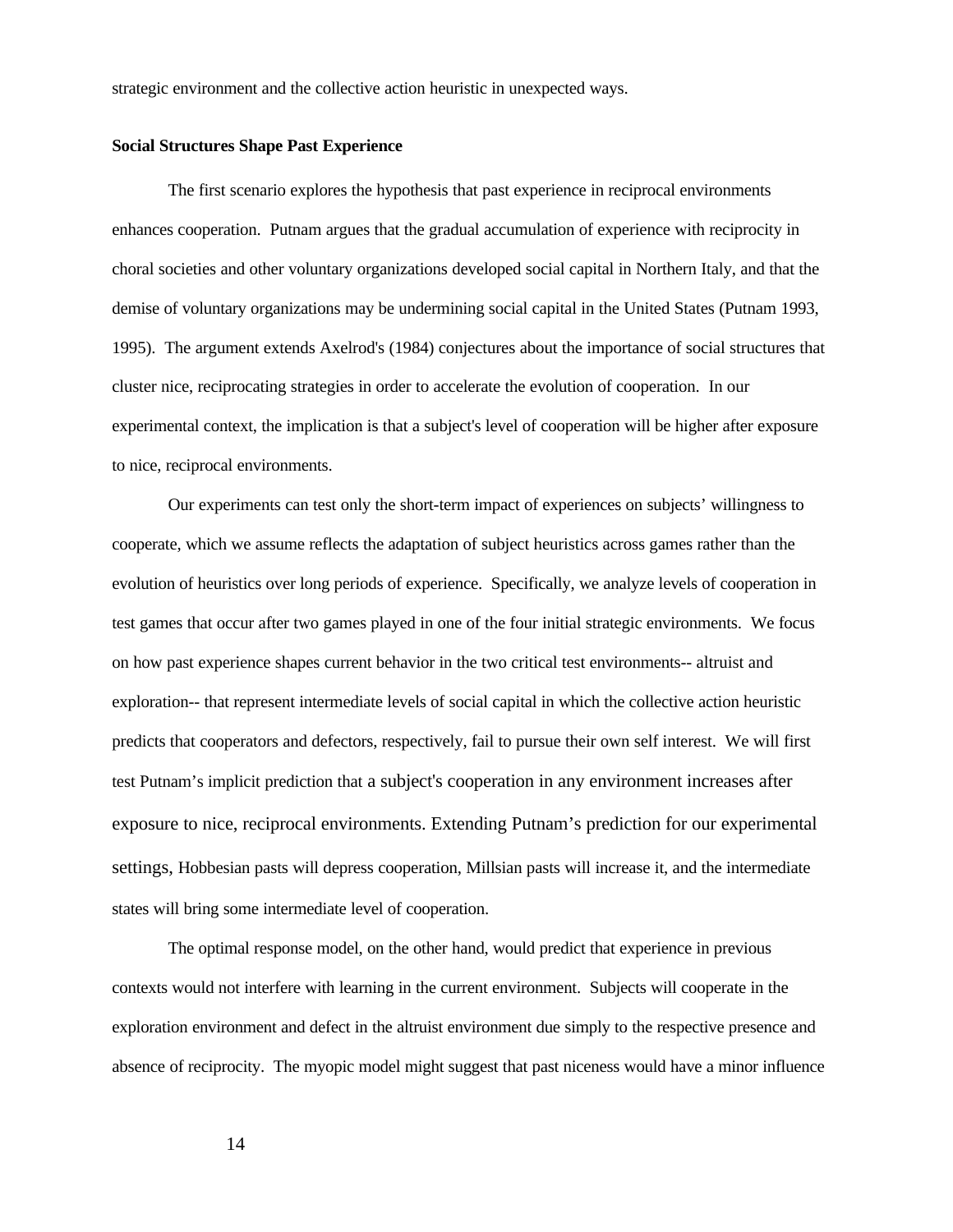strategic environment and the collective action heuristic in unexpected ways.

**Social Structures Shape Past Experience**

The first scenario explores the hypothesis that past experience in reciprocal environments enhances cooperation. Putnam argues that the gradual accumulation of experience with reciprocity in choral societies and other voluntary organizations developed social capital in Northern Italy, and that the demise of voluntary organizations may be undermining social capital in the United States (Putnam 1993, 1995). The argument extends Axelrod's (1984) conjectures about the importance of social structures that cluster nice, reciprocating strategies in order to accelerate the evolution of cooperation. In our experimental context, the implication is that a subject's level of cooperation will be higher after exposure to nice, reciprocal environments.

Our experiments can test only the short-term impact of experiences on subjects' willingness to cooperate, which we assume reflects the adaptation of subject heuristics across games rather than the evolution of heuristics over long periods of experience. Specifically, we analyze levels of cooperation in test games that occur after two games played in one of the four initial strategic environments. We focus on how past experience shapes current behavior in the two critical test environments-- altruist and exploration-- that represent intermediate levels of social capital in which the collective action heuristic predicts that cooperators and defectors, respectively, fail to pursue their own self interest. We will first test Putnam's implicit prediction that a subject's cooperation in any environment increases after exposure to nice, reciprocal environments. Extending Putnam's prediction for our experimental settings, Hobbesian pasts will depress cooperation, Millsian pasts will increase it, and the intermediate states will bring some intermediate level of cooperation.

The optimal response model, on the other hand, would predict that experience in previous contexts would not interfere with learning in the current environment. Subjects will cooperate in the exploration environment and defect in the altruist environment due simply to the respective presence and absence of reciprocity. The myopic model might suggest that past niceness would have a minor influence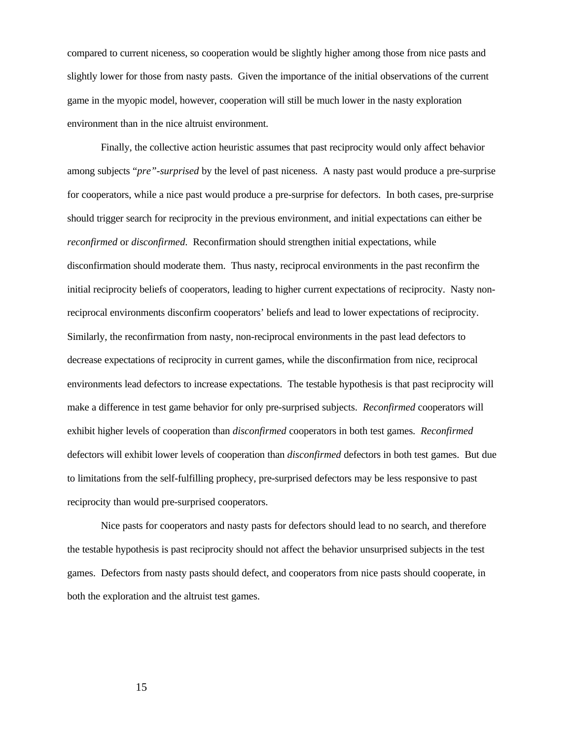compared to current niceness, so cooperation would be slightly higher among those from nice pasts and slightly lower for those from nasty pasts. Given the importance of the initial observations of the current game in the myopic model, however, cooperation will still be much lower in the nasty exploration environment than in the nice altruist environment.

Finally, the collective action heuristic assumes that past reciprocity would only affect behavior among subjects "*pre"-surprised* by the level of past niceness. A nasty past would produce a pre-surprise for cooperators, while a nice past would produce a pre-surprise for defectors. In both cases, pre-surprise should trigger search for reciprocity in the previous environment, and initial expectations can either be *reconfirmed* or *disconfirmed*. Reconfirmation should strengthen initial expectations, while disconfirmation should moderate them. Thus nasty, reciprocal environments in the past reconfirm the initial reciprocity beliefs of cooperators, leading to higher current expectations of reciprocity. Nasty non-reciprocal environments disconfirm cooperators' beliefs and lead to lower expectations of reciprocity. Similarly, the reconfirmation from nasty, non-reciprocal environments in the past lead defectors to decrease expectations of reciprocity in current games, while the disconfirmation from nice, reciprocal environments lead defectors to increase expectations. The testable hypothesis is that past reciprocity will make a difference in test game behavior for only pre-surprised subjects. *Reconfirmed* cooperators will exhibit higher levels of cooperation than *disconfirmed* cooperators in both test games. *Reconfirmed* defectors will exhibit lower levels of cooperation than *disconfirmed* defectors in both test games. But due to limitations from the self-fulfilling prophecy, pre-surprised defectors may be less responsive to past reciprocity than would pre-surprised cooperators.

Nice pasts for cooperators and nasty pasts for defectors should lead to no search, and therefore the testable hypothesis is past reciprocity should not affect the behavior unsurprised subjects in the test games. Defectors from nasty pasts should defect, and cooperators from nice pasts should cooperate, in both the exploration and the altruist test games.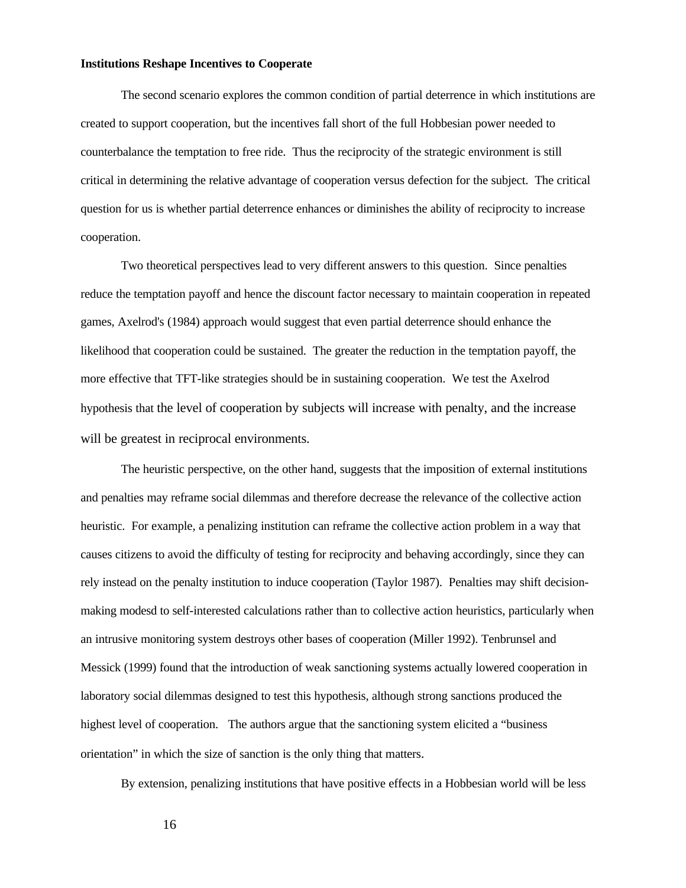**Institutions Reshape Incentives to Cooperate**

The second scenario explores the common condition of partial deterrence in which institutions are created to support cooperation, but the incentives fall short of the full Hobbesian power needed to counterbalance the temptation to free ride. Thus the reciprocity of the strategic environment is still critical in determining the relative advantage of cooperation versus defection for the subject. The critical question for us is whether partial deterrence enhances or diminishes the ability of reciprocity to increase cooperation.

Two theoretical perspectives lead to very different answers to this question. Since penalties reduce the temptation payoff and hence the discount factor necessary to maintain cooperation in repeated games, Axelrod's (1984) approach would suggest that even partial deterrence should enhance the likelihood that cooperation could be sustained. The greater the reduction in the temptation payoff, the more effective that TFT-like strategies should be in sustaining cooperation. We test the Axelrod hypothesis that the level of cooperation by subjects will increase with penalty, and the increase will be greatest in reciprocal environments.

The heuristic perspective, on the other hand, suggests that the imposition of external institutions and penalties may reframe social dilemmas and therefore decrease the relevance of the collective action heuristic. For example, a penalizing institution can reframe the collective action problem in a way that causes citizens to avoid the difficulty of testing for reciprocity and behaving accordingly, since they can rely instead on the penalty institution to induce cooperation (Taylor 1987). Penalties may shift decision-making modesd to self-interested calculations rather than to collective action heuristics, particularly when an intrusive monitoring system destroys other bases of cooperation (Miller 1992). Tenbrunsel and Messick (1999) found that the introduction of weak sanctioning systems actually lowered cooperation in laboratory social dilemmas designed to test this hypothesis, although strong sanctions produced the highest level of cooperation. The authors argue that the sanctioning system elicited a "business orientation" in which the size of sanction is the only thing that matters.

By extension, penalizing institutions that have positive effects in a Hobbesian world will be less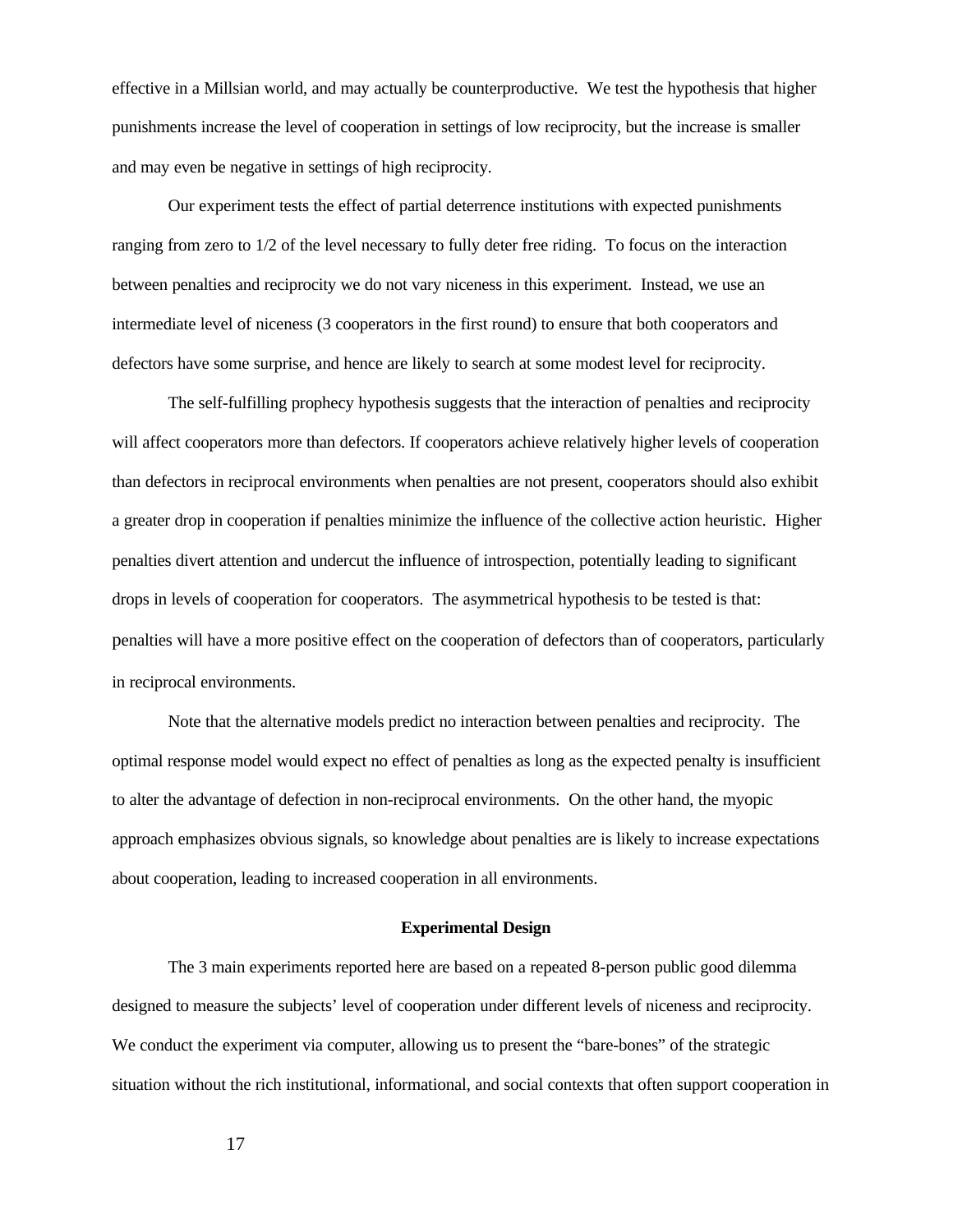effective in a Millsian world, and may actually be counterproductive. We test the hypothesis that higher punishments increase the level of cooperation in settings of low reciprocity, but the increase is smaller and may even be negative in settings of high reciprocity.

Our experiment tests the effect of partial deterrence institutions with expected punishments ranging from zero to 1/2 of the level necessary to fully deter free riding. To focus on the interaction between penalties and reciprocity we do not vary niceness in this experiment. Instead, we use an intermediate level of niceness (3 cooperators in the first round) to ensure that both cooperators and defectors have some surprise, and hence are likely to search at some modest level for reciprocity.

The self-fulfilling prophecy hypothesis suggests that the interaction of penalties and reciprocity will affect cooperators more than defectors. If cooperators achieve relatively higher levels of cooperation than defectors in reciprocal environments when penalties are not present, cooperators should also exhibit a greater drop in cooperation if penalties minimize the influence of the collective action heuristic. Higher penalties divert attention and undercut the influence of introspection, potentially leading to significant drops in levels of cooperation for cooperators. The asymmetrical hypothesis to be tested is that: penalties will have a more positive effect on the cooperation of defectors than of cooperators, particularly in reciprocal environments.

Note that the alternative models predict no interaction between penalties and reciprocity. The optimal response model would expect no effect of penalties as long as the expected penalty is insufficient to alter the advantage of defection in non-reciprocal environments. On the other hand, the myopic approach emphasizes obvious signals, so knowledge about penalties are is likely to increase expectations about cooperation, leading to increased cooperation in all environments.

## Experimental Design

The 3 main experiments reported here are based on a repeated 8-person public good dilemma designed to measure the subjects' level of cooperation under different levels of niceness and reciprocity. We conduct the experiment via computer, allowing us to present the "bare-bones" of the strategic situation without the rich institutional, informational, and social contexts that often support cooperation in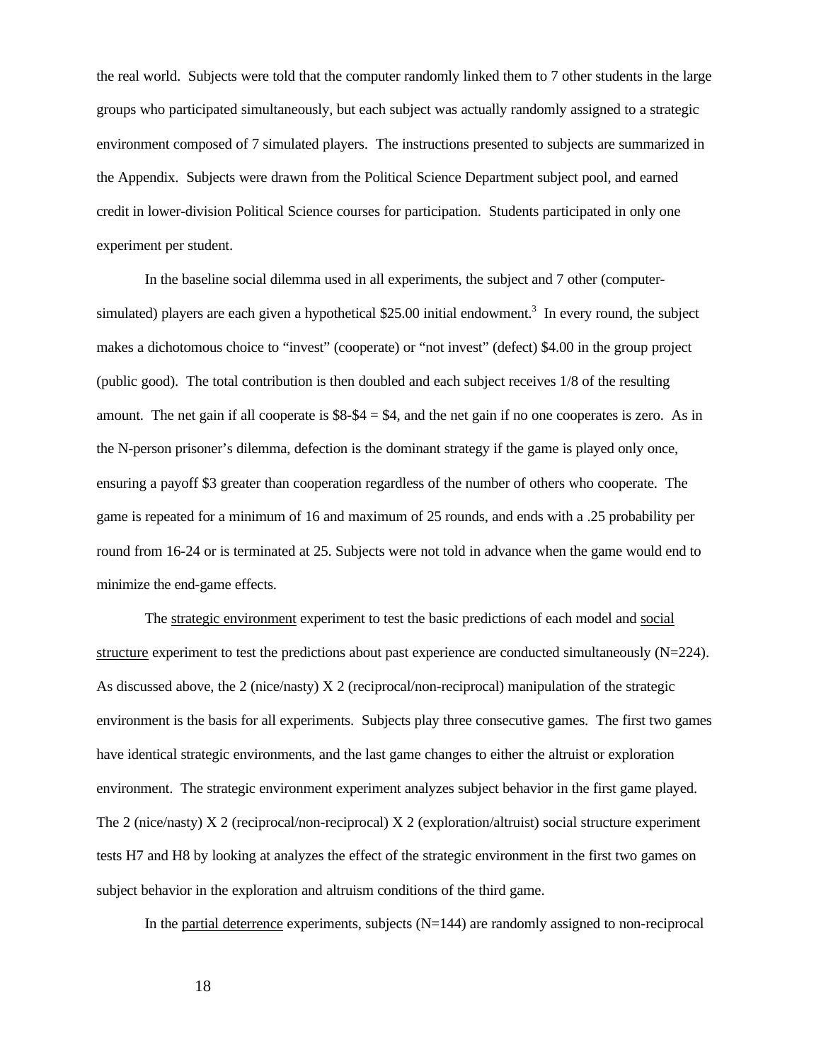the real world. Subjects were told that the computer randomly linked them to 7 other students in the large groups who participated simultaneously, but each subject was actually randomly assigned to a strategic environment composed of 7 simulated players. The instructions presented to subjects are summarized in the Appendix. Subjects were drawn from the Political Science Department subject pool, and earned credit in lower-division Political Science courses for participation. Students participated in only one experiment per student.

In the baseline social dilemma used in all experiments, the subject and 7 other (computer-simulated) players are each given a hypothetical $25.00 initial endowment.[3] In every round, the subject makes a dichotomous choice to "invest" (cooperate) or "not invest" (defect) $4.00 in the group project (public good). The total contribution is then doubled and each subject receives 1/8 of the resulting amount. The net gain if all cooperate is $8-$4 = $4, and the net gain if no one cooperates is zero. As in the N-person prisoner's dilemma, defection is the dominant strategy if the game is played only once, ensuring a payoff $3 greater than cooperation regardless of the number of others who cooperate. The game is repeated for a minimum of 16 and maximum of 25 rounds, and ends with a .25 probability per round from 16-24 or is terminated at 25. Subjects were not told in advance when the game would end to minimize the end-game effects.

The <u>strategic environment</u> experiment to test the basic predictions of each model and <u>social structure</u> experiment to test the predictions about past experience are conducted simultaneously (N=224). As discussed above, the 2 (nice/nasty) X 2 (reciprocal/non-reciprocal) manipulation of the strategic environment is the basis for all experiments. Subjects play three consecutive games. The first two games have identical strategic environments, and the last game changes to either the altruist or exploration environment. The strategic environment experiment analyzes subject behavior in the first game played. The 2 (nice/nasty) X 2 (reciprocal/non-reciprocal) X 2 (exploration/altruist) social structure experiment tests H7 and H8 by looking at analyzes the effect of the strategic environment in the first two games on subject behavior in the exploration and altruism conditions of the third game.

In the <u>partial deterrence</u> experiments, subjects (N=144) are randomly assigned to non-reciprocal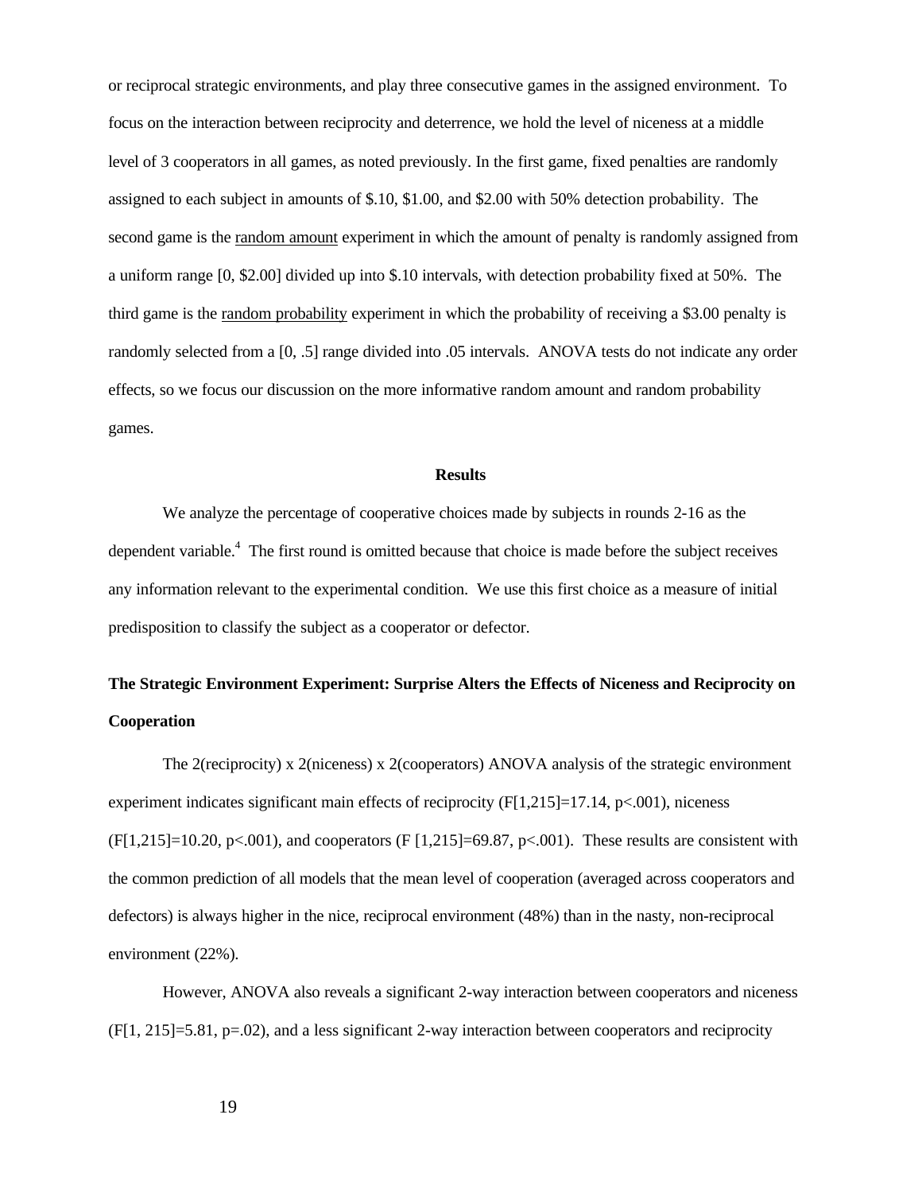or reciprocal strategic environments, and play three consecutive games in the assigned environment. To focus on the interaction between reciprocity and deterrence, we hold the level of niceness at a middle level of 3 cooperators in all games, as noted previously. In the first game, fixed penalties are randomly assigned to each subject in amounts of \$.10, \$1.00, and \$2.00 with 50% detection probability. The second game is the random amount experiment in which the amount of penalty is randomly assigned from a uniform range [0, \$2.00] divided up into \$.10 intervals, with detection probability fixed at 50%. The third game is the random probability experiment in which the probability of receiving a \$3.00 penalty is randomly selected from a [0, .5] range divided into .05 intervals. ANOVA tests do not indicate any order effects, so we focus our discussion on the more informative random amount and random probability games.

## Results

We analyze the percentage of cooperative choices made by subjects in rounds 2-16 as the dependent variable.[4] The first round is omitted because that choice is made before the subject receives any information relevant to the experimental condition. We use this first choice as a measure of initial predisposition to classify the subject as a cooperator or defector.

### The Strategic Environment Experiment: Surprise Alters the Effects of Niceness and Reciprocity on Cooperation

The 2(reciprocity) x 2(niceness) x 2(cooperators) ANOVA analysis of the strategic environment experiment indicates significant main effects of reciprocity ($F[1,215]=17.14$, $p<.001$), niceness ($F[1,215]=10.20$, $p<.001$), and cooperators ($F[1,215]=69.87$, $p<.001$). These results are consistent with the common prediction of all models that the mean level of cooperation (averaged across cooperators and defectors) is always higher in the nice, reciprocal environment (48%) than in the nasty, non-reciprocal environment (22%).

However, ANOVA also reveals a significant 2-way interaction between cooperators and niceness ($F[1, 215]=5.81$, $p=.02$), and a less significant 2-way interaction between cooperators and reciprocity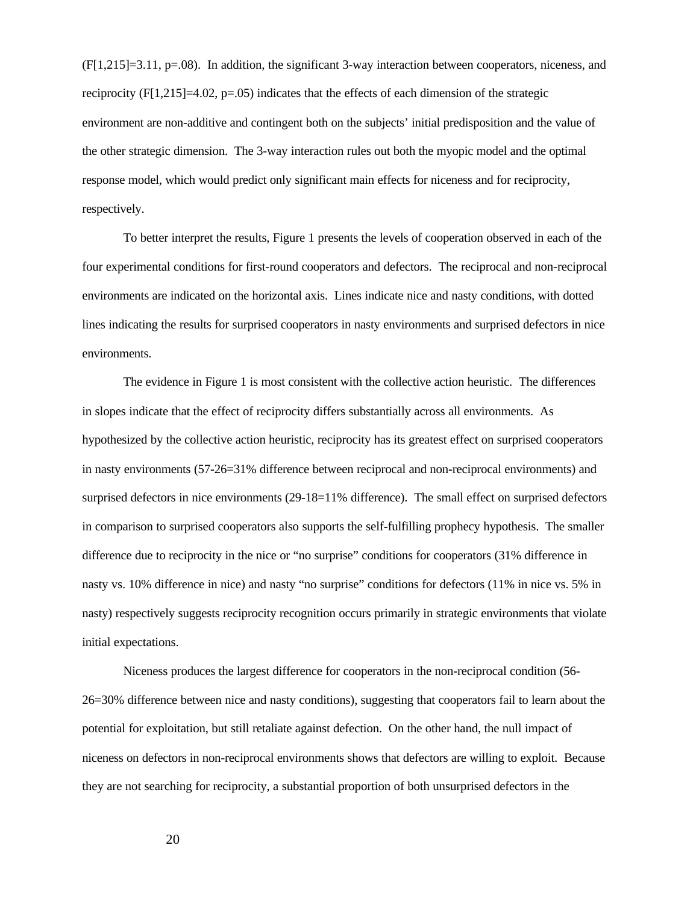($F[1,215]=3.11$, $p=.08$). In addition, the significant 3-way interaction between cooperators, niceness, and reciprocity ($F[1,215]=4.02$, $p=.05$) indicates that the effects of each dimension of the strategic environment are non-additive and contingent both on the subjects' initial predisposition and the value of the other strategic dimension. The 3-way interaction rules out both the myopic model and the optimal response model, which would predict only significant main effects for niceness and for reciprocity, respectively.

To better interpret the results, Figure 1 presents the levels of cooperation observed in each of the four experimental conditions for first-round cooperators and defectors. The reciprocal and non-reciprocal environments are indicated on the horizontal axis. Lines indicate nice and nasty conditions, with dotted lines indicating the results for surprised cooperators in nasty environments and surprised defectors in nice environments.

The evidence in Figure 1 is most consistent with the collective action heuristic. The differences in slopes indicate that the effect of reciprocity differs substantially across all environments. As hypothesized by the collective action heuristic, reciprocity has its greatest effect on surprised cooperators in nasty environments (57-26=31% difference between reciprocal and non-reciprocal environments) and surprised defectors in nice environments (29-18=11% difference). The small effect on surprised defectors in comparison to surprised cooperators also supports the self-fulfilling prophecy hypothesis. The smaller difference due to reciprocity in the nice or "no surprise" conditions for cooperators (31% difference in nasty vs. 10% difference in nice) and nasty "no surprise" conditions for defectors (11% in nice vs. 5% in nasty) respectively suggests reciprocity recognition occurs primarily in strategic environments that violate initial expectations.

Niceness produces the largest difference for cooperators in the non-reciprocal condition (56-26=30% difference between nice and nasty conditions), suggesting that cooperators fail to learn about the potential for exploitation, but still retaliate against defection. On the other hand, the null impact of niceness on defectors in non-reciprocal environments shows that defectors are willing to exploit. Because they are not searching for reciprocity, a substantial proportion of both unsurprised defectors in the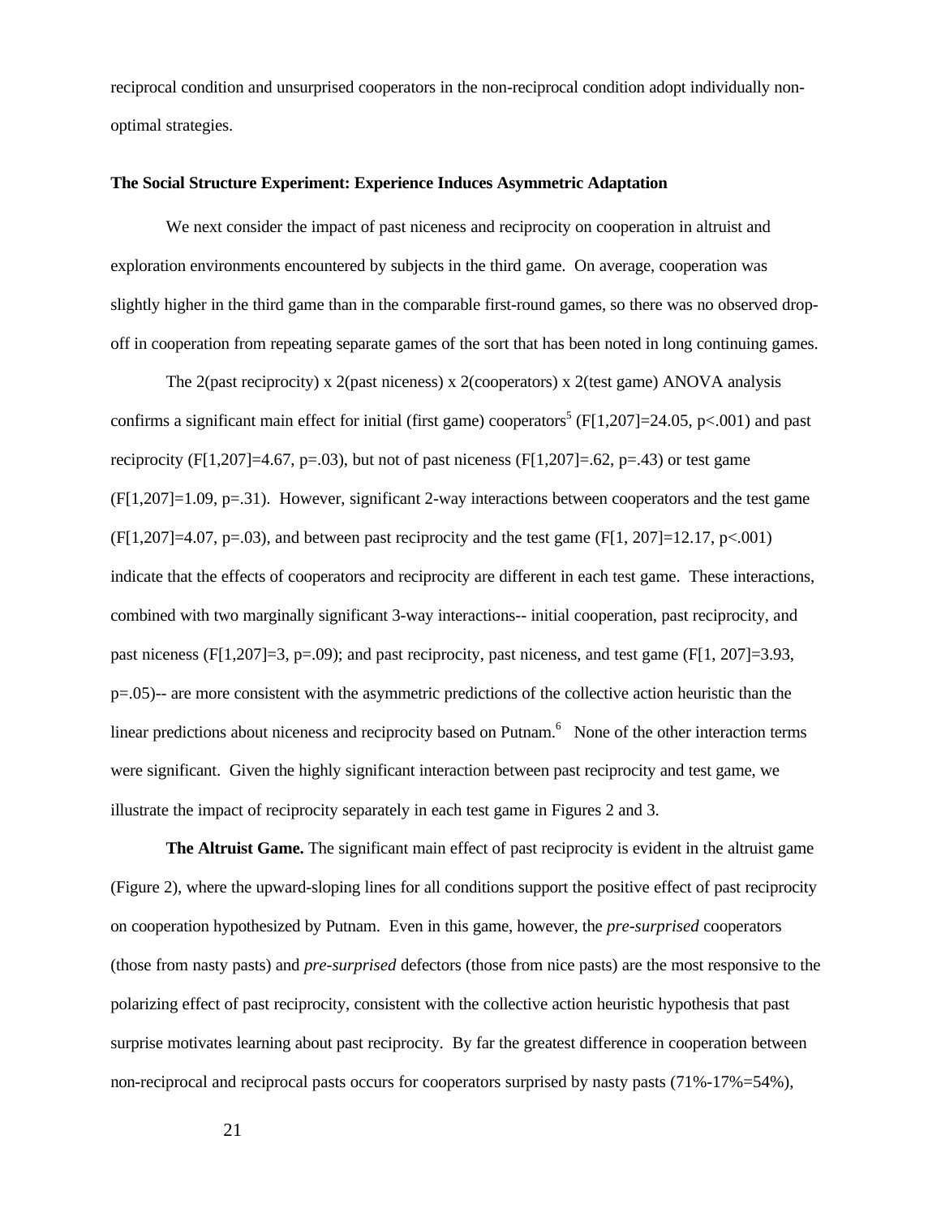reciprocal condition and unsurprised cooperators in the non-reciprocal condition adopt individually non-optimal strategies.

**The Social Structure Experiment: Experience Induces Asymmetric Adaptation**

We next consider the impact of past niceness and reciprocity on cooperation in altruist and exploration environments encountered by subjects in the third game. On average, cooperation was slightly higher in the third game than in the comparable first-round games, so there was no observed drop-off in cooperation from repeating separate games of the sort that has been noted in long continuing games.

The 2(past reciprocity) x 2(past niceness) x 2(cooperators) x 2(test game) ANOVA analysis confirms a significant main effect for initial (first game) cooperators[5] ($F[1,207]=24.05$, $p<.001$) and past reciprocity ($F[1,207]=4.67$, $p=.03$), but not of past niceness ($F[1,207]=.62$, $p=.43$) or test game ($F[1,207]=1.09$, $p=.31$). However, significant 2-way interactions between cooperators and the test game ($F[1,207]=4.07$, $p=.03$), and between past reciprocity and the test game ($F[1, 207]=12.17$, $p<.001$) indicate that the effects of cooperators and reciprocity are different in each test game. These interactions, combined with two marginally significant 3-way interactions-- initial cooperation, past reciprocity, and past niceness ($F[1,207]=3$, $p=.09$); and past reciprocity, past niceness, and test game ($F[1, 207]=3.93$, $p=.05$)-- are more consistent with the asymmetric predictions of the collective action heuristic than the linear predictions about niceness and reciprocity based on Putnam.[6] None of the other interaction terms were significant. Given the highly significant interaction between past reciprocity and test game, we illustrate the impact of reciprocity separately in each test game in Figures 2 and 3.

**The Altruist Game.** The significant main effect of past reciprocity is evident in the altruist game (Figure 2), where the upward-sloping lines for all conditions support the positive effect of past reciprocity on cooperation hypothesized by Putnam. Even in this game, however, the *pre-surprised* cooperators (those from nasty pasts) and *pre-surprised* defectors (those from nice pasts) are the most responsive to the polarizing effect of past reciprocity, consistent with the collective action heuristic hypothesis that past surprise motivates learning about past reciprocity. By far the greatest difference in cooperation between non-reciprocal and reciprocal pasts occurs for cooperators surprised by nasty pasts (71%-17%=54%),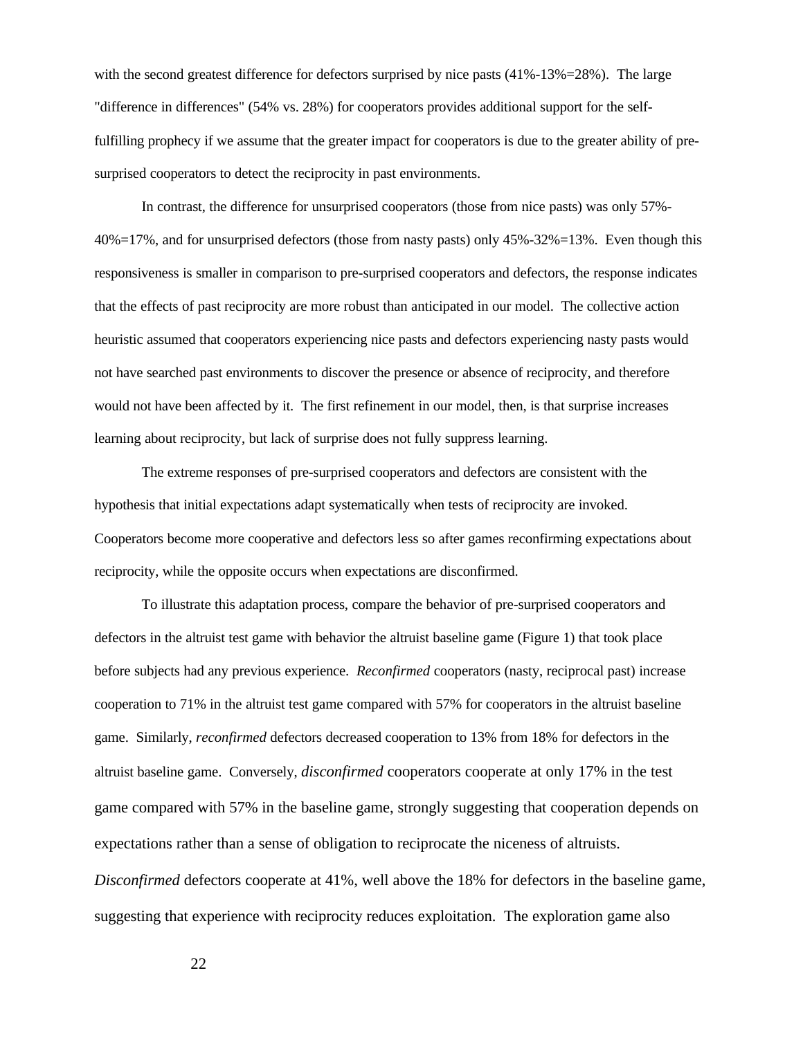with the second greatest difference for defectors surprised by nice pasts (41%-13%=28%). The large "difference in differences" (54% vs. 28%) for cooperators provides additional support for the self-fulfilling prophecy if we assume that the greater impact for cooperators is due to the greater ability of pre-surprised cooperators to detect the reciprocity in past environments.

In contrast, the difference for unsurprised cooperators (those from nice pasts) was only 57%-40%=17%, and for unsurprised defectors (those from nasty pasts) only 45%-32%=13%. Even though this responsiveness is smaller in comparison to pre-surprised cooperators and defectors, the response indicates that the effects of past reciprocity are more robust than anticipated in our model. The collective action heuristic assumed that cooperators experiencing nice pasts and defectors experiencing nasty pasts would not have searched past environments to discover the presence or absence of reciprocity, and therefore would not have been affected by it. The first refinement in our model, then, is that surprise increases learning about reciprocity, but lack of surprise does not fully suppress learning.

The extreme responses of pre-surprised cooperators and defectors are consistent with the hypothesis that initial expectations adapt systematically when tests of reciprocity are invoked. Cooperators become more cooperative and defectors less so after games reconfirming expectations about reciprocity, while the opposite occurs when expectations are disconfirmed.

To illustrate this adaptation process, compare the behavior of pre-surprised cooperators and defectors in the altruist test game with behavior the altruist baseline game (Figure 1) that took place before subjects had any previous experience. *Reconfirmed* cooperators (nasty, reciprocal past) increase cooperation to 71% in the altruist test game compared with 57% for cooperators in the altruist baseline game. Similarly, *reconfirmed* defectors decreased cooperation to 13% from 18% for defectors in the altruist baseline game. Conversely, *disconfirmed* cooperators cooperate at only 17% in the test game compared with 57% in the baseline game, strongly suggesting that cooperation depends on expectations rather than a sense of obligation to reciprocate the niceness of altruists. *Disconfirmed* defectors cooperate at 41%, well above the 18% for defectors in the baseline game, suggesting that experience with reciprocity reduces exploitation. The exploration game also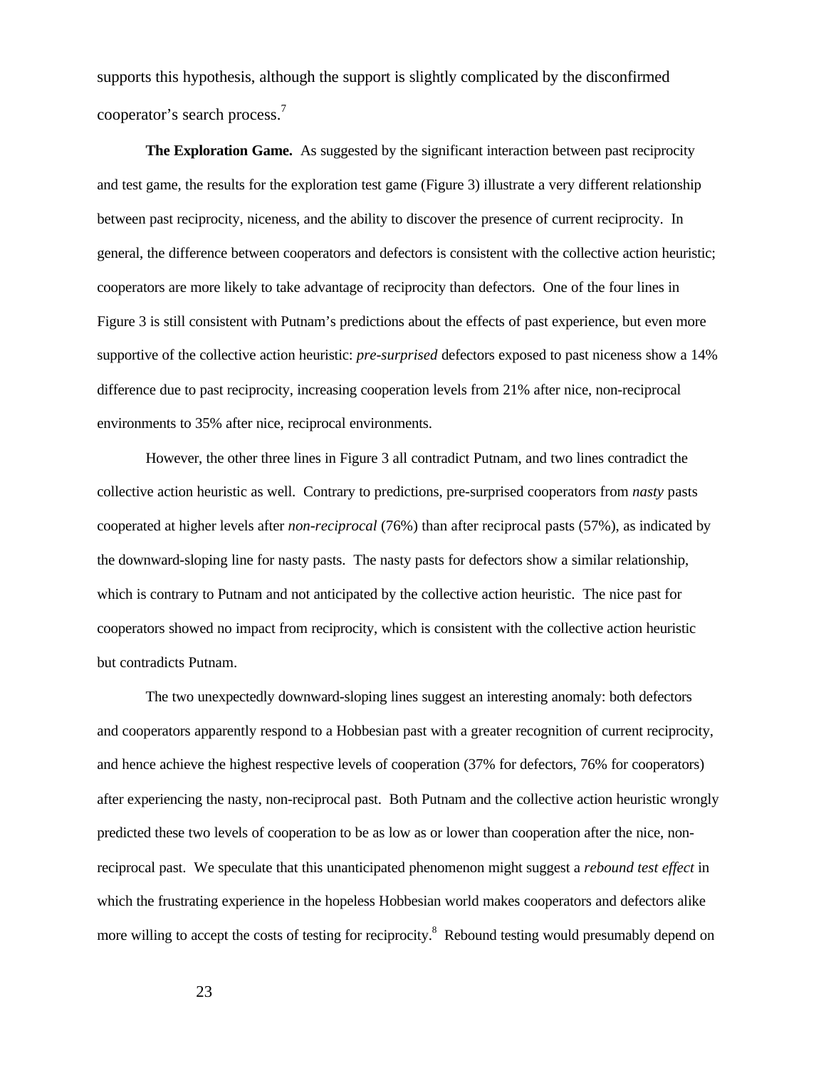supports this hypothesis, although the support is slightly complicated by the disconfirmed cooperator's search process.[7]

**The Exploration Game.** As suggested by the significant interaction between past reciprocity and test game, the results for the exploration test game (Figure 3) illustrate a very different relationship between past reciprocity, niceness, and the ability to discover the presence of current reciprocity. In general, the difference between cooperators and defectors is consistent with the collective action heuristic; cooperators are more likely to take advantage of reciprocity than defectors. One of the four lines in Figure 3 is still consistent with Putnam's predictions about the effects of past experience, but even more supportive of the collective action heuristic: *pre-surprised* defectors exposed to past niceness show a 14% difference due to past reciprocity, increasing cooperation levels from 21% after nice, non-reciprocal environments to 35% after nice, reciprocal environments.

However, the other three lines in Figure 3 all contradict Putnam, and two lines contradict the collective action heuristic as well. Contrary to predictions, pre-surprised cooperators from *nasty* pasts cooperated at higher levels after *non-reciprocal* (76%) than after reciprocal pasts (57%), as indicated by the downward-sloping line for nasty pasts. The nasty pasts for defectors show a similar relationship, which is contrary to Putnam and not anticipated by the collective action heuristic. The nice past for cooperators showed no impact from reciprocity, which is consistent with the collective action heuristic but contradicts Putnam.

The two unexpectedly downward-sloping lines suggest an interesting anomaly: both defectors and cooperators apparently respond to a Hobbesian past with a greater recognition of current reciprocity, and hence achieve the highest respective levels of cooperation (37% for defectors, 76% for cooperators) after experiencing the nasty, non-reciprocal past. Both Putnam and the collective action heuristic wrongly predicted these two levels of cooperation to be as low as or lower than cooperation after the nice, non-reciprocal past. We speculate that this unanticipated phenomenon might suggest a *rebound test effect* in which the frustrating experience in the hopeless Hobbesian world makes cooperators and defectors alike more willing to accept the costs of testing for reciprocity.[8] Rebound testing would presumably depend on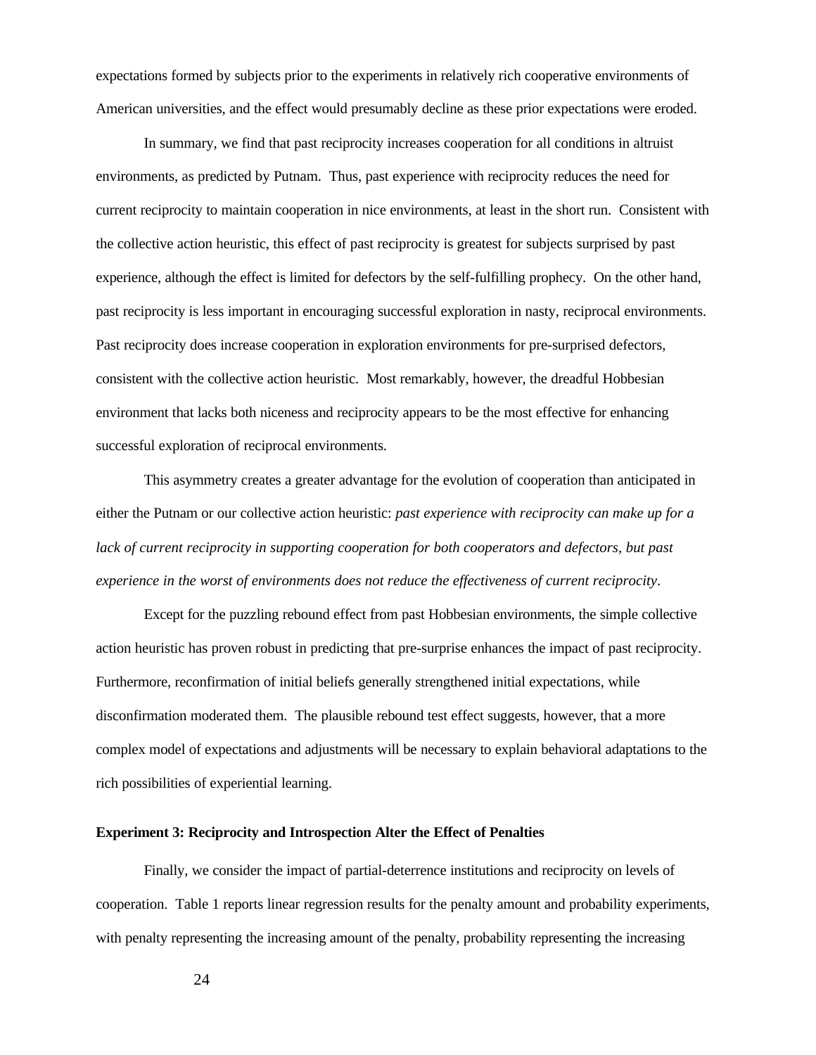expectations formed by subjects prior to the experiments in relatively rich cooperative environments of American universities, and the effect would presumably decline as these prior expectations were eroded.

In summary, we find that past reciprocity increases cooperation for all conditions in altruist environments, as predicted by Putnam. Thus, past experience with reciprocity reduces the need for current reciprocity to maintain cooperation in nice environments, at least in the short run. Consistent with the collective action heuristic, this effect of past reciprocity is greatest for subjects surprised by past experience, although the effect is limited for defectors by the self-fulfilling prophecy. On the other hand, past reciprocity is less important in encouraging successful exploration in nasty, reciprocal environments. Past reciprocity does increase cooperation in exploration environments for pre-surprised defectors, consistent with the collective action heuristic. Most remarkably, however, the dreadful Hobbesian environment that lacks both niceness and reciprocity appears to be the most effective for enhancing successful exploration of reciprocal environments.

This asymmetry creates a greater advantage for the evolution of cooperation than anticipated in either the Putnam or our collective action heuristic: *past experience with reciprocity can make up for a lack of current reciprocity in supporting cooperation for both cooperators and defectors, but past experience in the worst of environments does not reduce the effectiveness of current reciprocity*.

Except for the puzzling rebound effect from past Hobbesian environments, the simple collective action heuristic has proven robust in predicting that pre-surprise enhances the impact of past reciprocity. Furthermore, reconfirmation of initial beliefs generally strengthened initial expectations, while disconfirmation moderated them. The plausible rebound test effect suggests, however, that a more complex model of expectations and adjustments will be necessary to explain behavioral adaptations to the rich possibilities of experiential learning.

**Experiment 3: Reciprocity and Introspection Alter the Effect of Penalties**

Finally, we consider the impact of partial-deterrence institutions and reciprocity on levels of cooperation. Table 1 reports linear regression results for the penalty amount and probability experiments, with penalty representing the increasing amount of the penalty, probability representing the increasing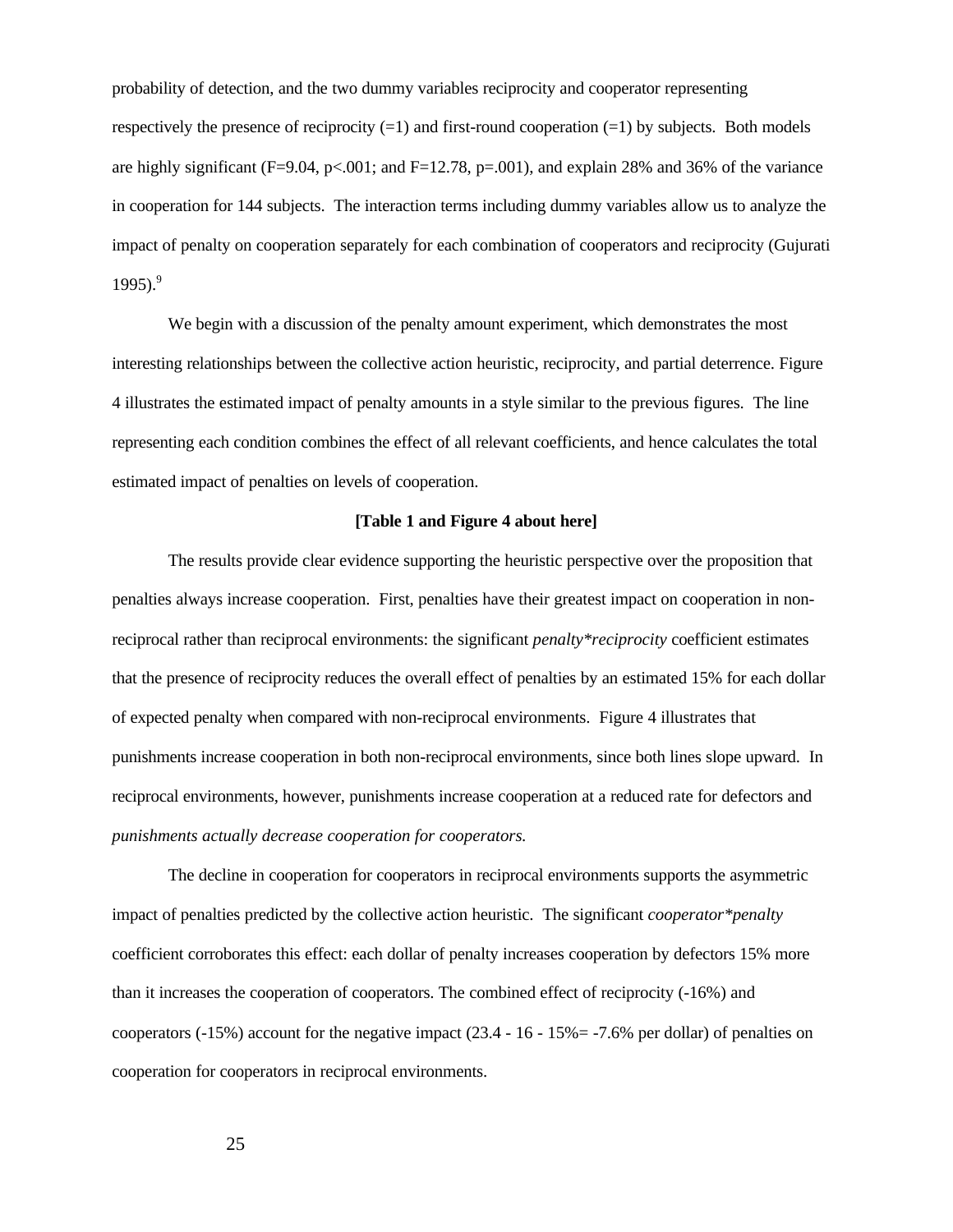probability of detection, and the two dummy variables reciprocity and cooperator representing respectively the presence of reciprocity (=1) and first-round cooperation (=1) by subjects. Both models are highly significant ($F=9.04$, $p<.001$; and $F=12.78$, $p=.001$), and explain 28% and 36% of the variance in cooperation for 144 subjects. The interaction terms including dummy variables allow us to analyze the impact of penalty on cooperation separately for each combination of cooperators and reciprocity (Gujurati 1995).[9]

We begin with a discussion of the penalty amount experiment, which demonstrates the most interesting relationships between the collective action heuristic, reciprocity, and partial deterrence. Figure 4 illustrates the estimated impact of penalty amounts in a style similar to the previous figures. The line representing each condition combines the effect of all relevant coefficients, and hence calculates the total estimated impact of penalties on levels of cooperation.

**[Table 1 and Figure 4 about here]**

The results provide clear evidence supporting the heuristic perspective over the proposition that penalties always increase cooperation. First, penalties have their greatest impact on cooperation in non-reciprocal rather than reciprocal environments: the significant *penalty*reciprocity* coefficient estimates that the presence of reciprocity reduces the overall effect of penalties by an estimated 15% for each dollar of expected penalty when compared with non-reciprocal environments. Figure 4 illustrates that punishments increase cooperation in both non-reciprocal environments, since both lines slope upward. In reciprocal environments, however, punishments increase cooperation at a reduced rate for defectors and *punishments actually decrease cooperation for cooperators.*

The decline in cooperation for cooperators in reciprocal environments supports the asymmetric impact of penalties predicted by the collective action heuristic. The significant *cooperator*penalty* coefficient corroborates this effect: each dollar of penalty increases cooperation by defectors 15% more than it increases the cooperation of cooperators. The combined effect of reciprocity (-16%) and cooperators (-15%) account for the negative impact (23.4 - 16 - 15%= -7.6% per dollar) of penalties on cooperation for cooperators in reciprocal environments.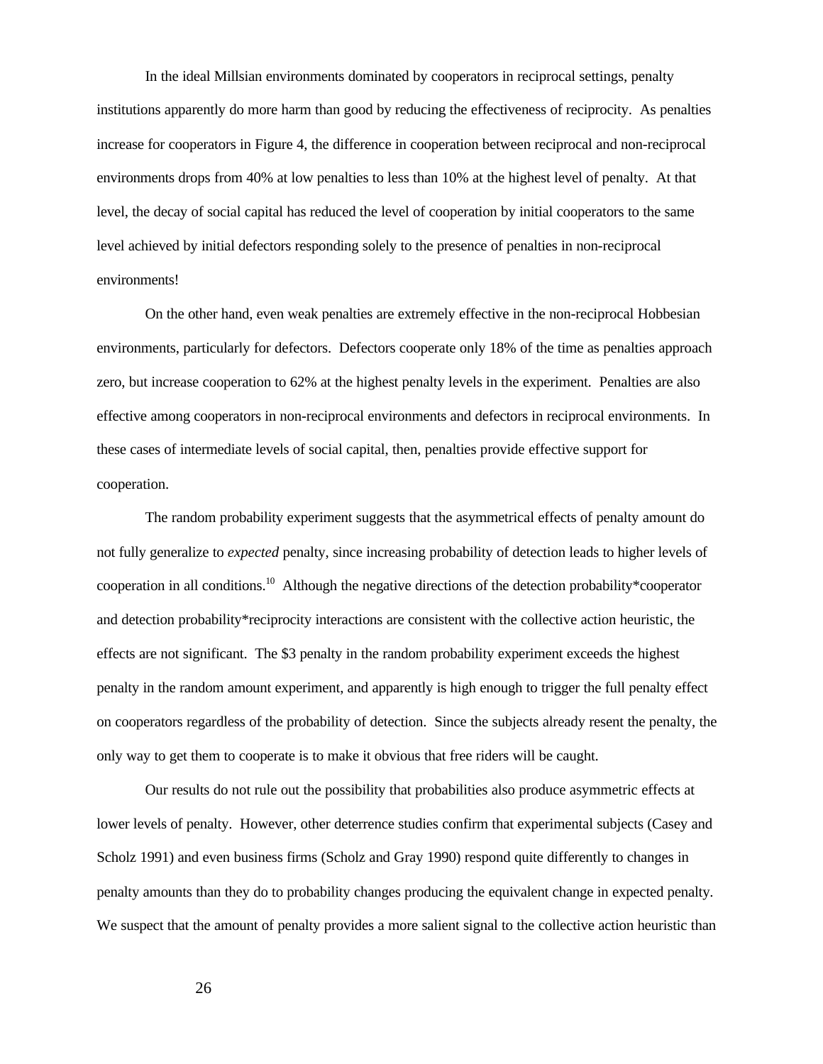In the ideal Millsian environments dominated by cooperators in reciprocal settings, penalty institutions apparently do more harm than good by reducing the effectiveness of reciprocity. As penalties increase for cooperators in Figure 4, the difference in cooperation between reciprocal and non-reciprocal environments drops from 40% at low penalties to less than 10% at the highest level of penalty. At that level, the decay of social capital has reduced the level of cooperation by initial cooperators to the same level achieved by initial defectors responding solely to the presence of penalties in non-reciprocal environments!

On the other hand, even weak penalties are extremely effective in the non-reciprocal Hobbesian environments, particularly for defectors. Defectors cooperate only 18% of the time as penalties approach zero, but increase cooperation to 62% at the highest penalty levels in the experiment. Penalties are also effective among cooperators in non-reciprocal environments and defectors in reciprocal environments. In these cases of intermediate levels of social capital, then, penalties provide effective support for cooperation.

The random probability experiment suggests that the asymmetrical effects of penalty amount do not fully generalize to *expected* penalty, since increasing probability of detection leads to higher levels of cooperation in all conditions.[10] Although the negative directions of the detection probability*cooperator and detection probability*reciprocity interactions are consistent with the collective action heuristic, the effects are not significant. The $3 penalty in the random probability experiment exceeds the highest penalty in the random amount experiment, and apparently is high enough to trigger the full penalty effect on cooperators regardless of the probability of detection. Since the subjects already resent the penalty, the only way to get them to cooperate is to make it obvious that free riders will be caught.

Our results do not rule out the possibility that probabilities also produce asymmetric effects at lower levels of penalty. However, other deterrence studies confirm that experimental subjects (Casey and Scholz 1991) and even business firms (Scholz and Gray 1990) respond quite differently to changes in penalty amounts than they do to probability changes producing the equivalent change in expected penalty. We suspect that the amount of penalty provides a more salient signal to the collective action heuristic than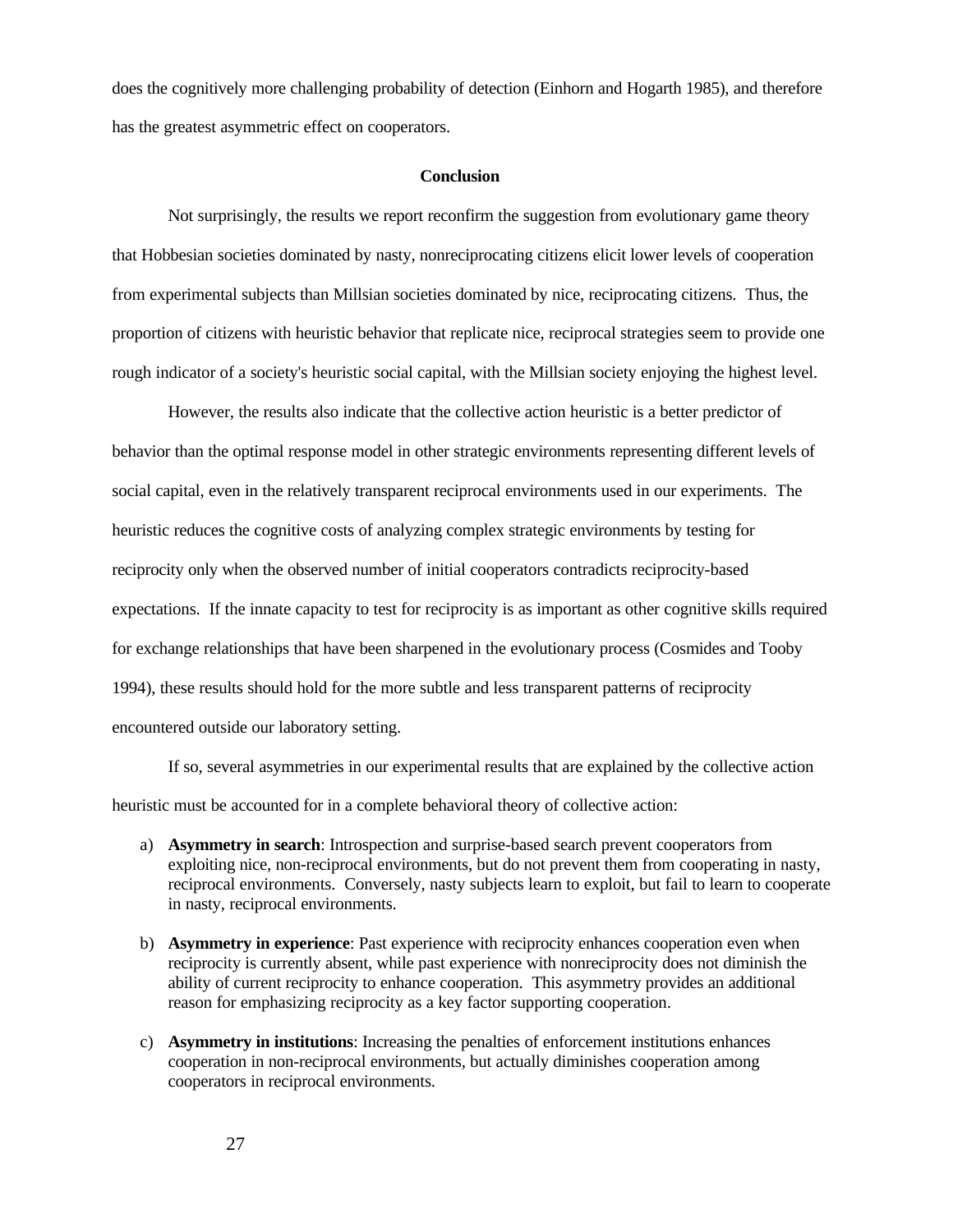does the cognitively more challenging probability of detection (Einhorn and Hogarth 1985), and therefore has the greatest asymmetric effect on cooperators.

## Conclusion

Not surprisingly, the results we report reconfirm the suggestion from evolutionary game theory that Hobbesian societies dominated by nasty, nonreciprocating citizens elicit lower levels of cooperation from experimental subjects than Millsian societies dominated by nice, reciprocating citizens. Thus, the proportion of citizens with heuristic behavior that replicate nice, reciprocal strategies seem to provide one rough indicator of a society's heuristic social capital, with the Millsian society enjoying the highest level.

However, the results also indicate that the collective action heuristic is a better predictor of behavior than the optimal response model in other strategic environments representing different levels of social capital, even in the relatively transparent reciprocal environments used in our experiments. The heuristic reduces the cognitive costs of analyzing complex strategic environments by testing for reciprocity only when the observed number of initial cooperators contradicts reciprocity-based expectations. If the innate capacity to test for reciprocity is as important as other cognitive skills required for exchange relationships that have been sharpened in the evolutionary process (Cosmides and Tooby 1994), these results should hold for the more subtle and less transparent patterns of reciprocity encountered outside our laboratory setting.

If so, several asymmetries in our experimental results that are explained by the collective action heuristic must be accounted for in a complete behavioral theory of collective action:

a) **Asymmetry in search**: Introspection and surprise-based search prevent cooperators from exploiting nice, non-reciprocal environments, but do not prevent them from cooperating in nasty, reciprocal environments. Conversely, nasty subjects learn to exploit, but fail to learn to cooperate in nasty, reciprocal environments.

b) **Asymmetry in experience**: Past experience with reciprocity enhances cooperation even when reciprocity is currently absent, while past experience with nonreciprocity does not diminish the ability of current reciprocity to enhance cooperation. This asymmetry provides an additional reason for emphasizing reciprocity as a key factor supporting cooperation.

c) **Asymmetry in institutions**: Increasing the penalties of enforcement institutions enhances cooperation in non-reciprocal environments, but actually diminishes cooperation among cooperators in reciprocal environments.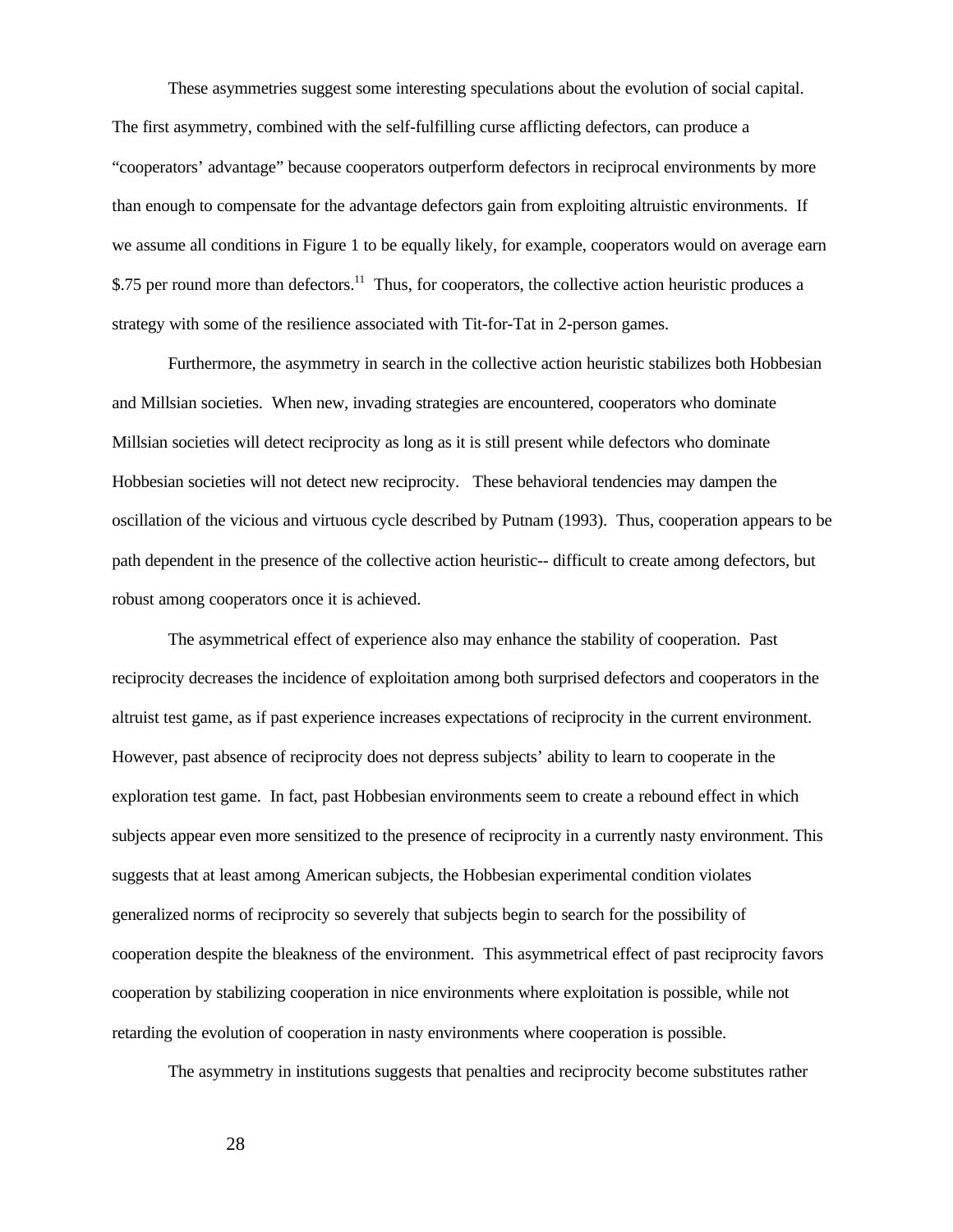These asymmetries suggest some interesting speculations about the evolution of social capital. The first asymmetry, combined with the self-fulfilling curse afflicting defectors, can produce a "cooperators' advantage" because cooperators outperform defectors in reciprocal environments by more than enough to compensate for the advantage defectors gain from exploiting altruistic environments. If we assume all conditions in Figure 1 to be equally likely, for example, cooperators would on average earn \$.75 per round more than defectors.[11] Thus, for cooperators, the collective action heuristic produces a strategy with some of the resilience associated with Tit-for-Tat in 2-person games.

Furthermore, the asymmetry in search in the collective action heuristic stabilizes both Hobbesian and Millsian societies. When new, invading strategies are encountered, cooperators who dominate Millsian societies will detect reciprocity as long as it is still present while defectors who dominate Hobbesian societies will not detect new reciprocity. These behavioral tendencies may dampen the oscillation of the vicious and virtuous cycle described by Putnam (1993). Thus, cooperation appears to be path dependent in the presence of the collective action heuristic-- difficult to create among defectors, but robust among cooperators once it is achieved.

The asymmetrical effect of experience also may enhance the stability of cooperation. Past reciprocity decreases the incidence of exploitation among both surprised defectors and cooperators in the altruist test game, as if past experience increases expectations of reciprocity in the current environment. However, past absence of reciprocity does not depress subjects' ability to learn to cooperate in the exploration test game. In fact, past Hobbesian environments seem to create a rebound effect in which subjects appear even more sensitized to the presence of reciprocity in a currently nasty environment. This suggests that at least among American subjects, the Hobbesian experimental condition violates generalized norms of reciprocity so severely that subjects begin to search for the possibility of cooperation despite the bleakness of the environment. This asymmetrical effect of past reciprocity favors cooperation by stabilizing cooperation in nice environments where exploitation is possible, while not retarding the evolution of cooperation in nasty environments where cooperation is possible.

The asymmetry in institutions suggests that penalties and reciprocity become substitutes rather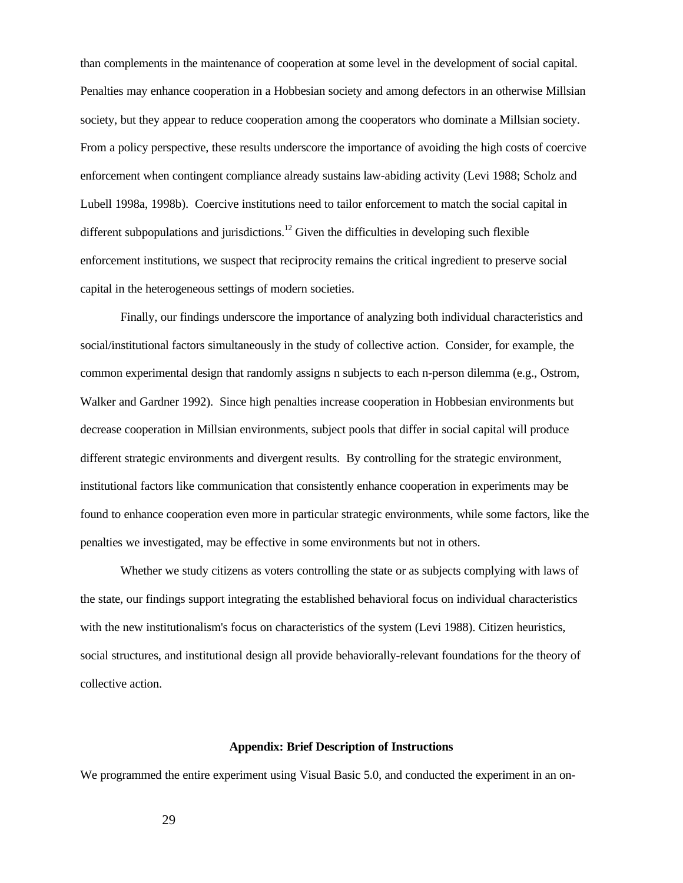than complements in the maintenance of cooperation at some level in the development of social capital. Penalties may enhance cooperation in a Hobbesian society and among defectors in an otherwise Millsian society, but they appear to reduce cooperation among the cooperators who dominate a Millsian society. From a policy perspective, these results underscore the importance of avoiding the high costs of coercive enforcement when contingent compliance already sustains law-abiding activity (Levi 1988; Scholz and Lubell 1998a, 1998b). Coercive institutions need to tailor enforcement to match the social capital in different subpopulations and jurisdictions.[12] Given the difficulties in developing such flexible enforcement institutions, we suspect that reciprocity remains the critical ingredient to preserve social capital in the heterogeneous settings of modern societies.

Finally, our findings underscore the importance of analyzing both individual characteristics and social/institutional factors simultaneously in the study of collective action. Consider, for example, the common experimental design that randomly assigns n subjects to each n-person dilemma (e.g., Ostrom, Walker and Gardner 1992). Since high penalties increase cooperation in Hobbesian environments but decrease cooperation in Millsian environments, subject pools that differ in social capital will produce different strategic environments and divergent results. By controlling for the strategic environment, institutional factors like communication that consistently enhance cooperation in experiments may be found to enhance cooperation even more in particular strategic environments, while some factors, like the penalties we investigated, may be effective in some environments but not in others.

Whether we study citizens as voters controlling the state or as subjects complying with laws of the state, our findings support integrating the established behavioral focus on individual characteristics with the new institutionalism's focus on characteristics of the system (Levi 1988). Citizen heuristics, social structures, and institutional design all provide behaviorally-relevant foundations for the theory of collective action.

## Appendix: Brief Description of Instructions

We programmed the entire experiment using Visual Basic 5.0, and conducted the experiment in an on-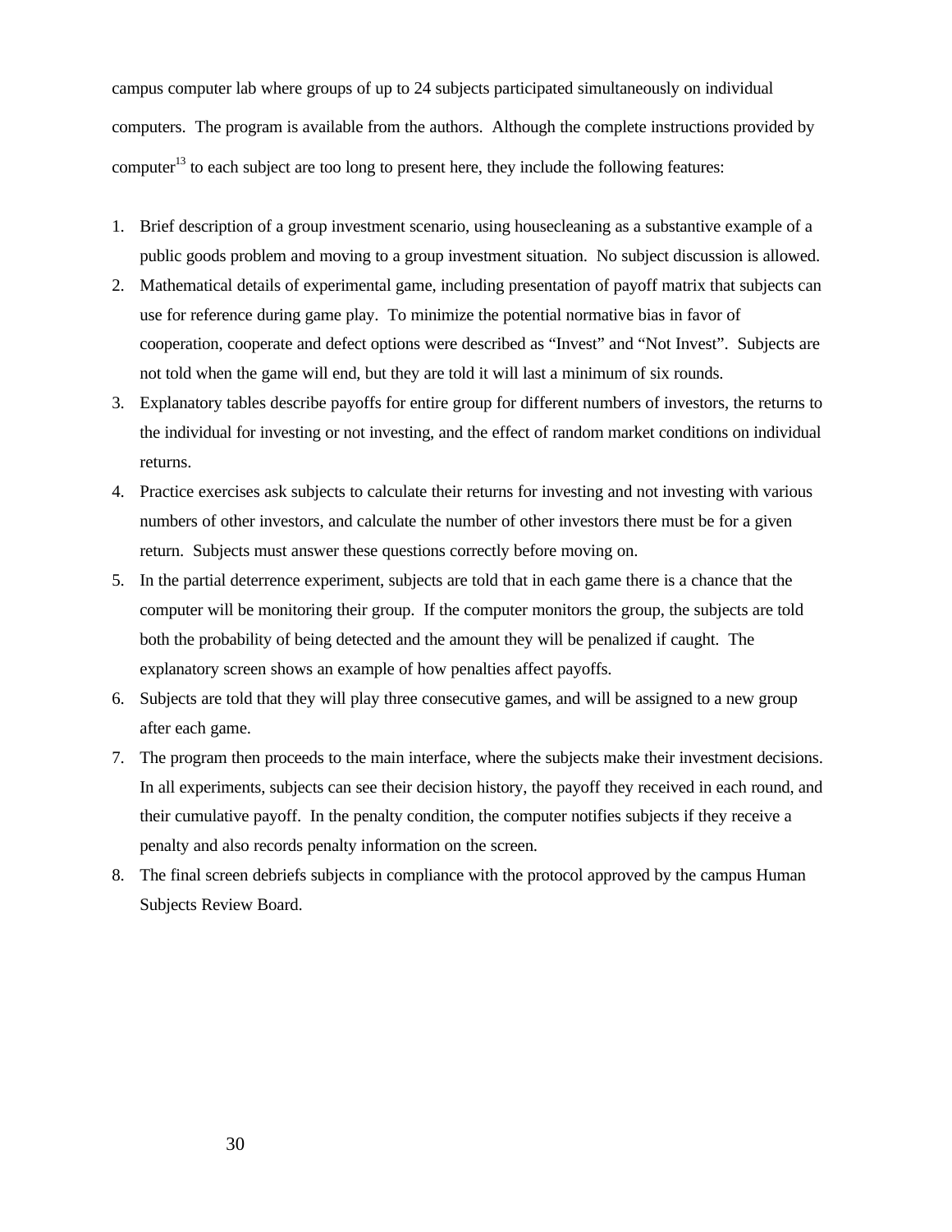campus computer lab where groups of up to 24 subjects participated simultaneously on individual computers. The program is available from the authors. Although the complete instructions provided by computer[13] to each subject are too long to present here, they include the following features:

1. Brief description of a group investment scenario, using housecleaning as a substantive example of a public goods problem and moving to a group investment situation. No subject discussion is allowed.
2. Mathematical details of experimental game, including presentation of payoff matrix that subjects can use for reference during game play. To minimize the potential normative bias in favor of cooperation, cooperate and defect options were described as "Invest" and "Not Invest". Subjects are not told when the game will end, but they are told it will last a minimum of six rounds.
3. Explanatory tables describe payoffs for entire group for different numbers of investors, the returns to the individual for investing or not investing, and the effect of random market conditions on individual returns.
4. Practice exercises ask subjects to calculate their returns for investing and not investing with various numbers of other investors, and calculate the number of other investors there must be for a given return. Subjects must answer these questions correctly before moving on.
5. In the partial deterrence experiment, subjects are told that in each game there is a chance that the computer will be monitoring their group. If the computer monitors the group, the subjects are told both the probability of being detected and the amount they will be penalized if caught. The explanatory screen shows an example of how penalties affect payoffs.
6. Subjects are told that they will play three consecutive games, and will be assigned to a new group after each game.
7. The program then proceeds to the main interface, where the subjects make their investment decisions. In all experiments, subjects can see their decision history, the payoff they received in each round, and their cumulative payoff. In the penalty condition, the computer notifies subjects if they receive a penalty and also records penalty information on the screen.
8. The final screen debriefs subjects in compliance with the protocol approved by the campus Human Subjects Review Board.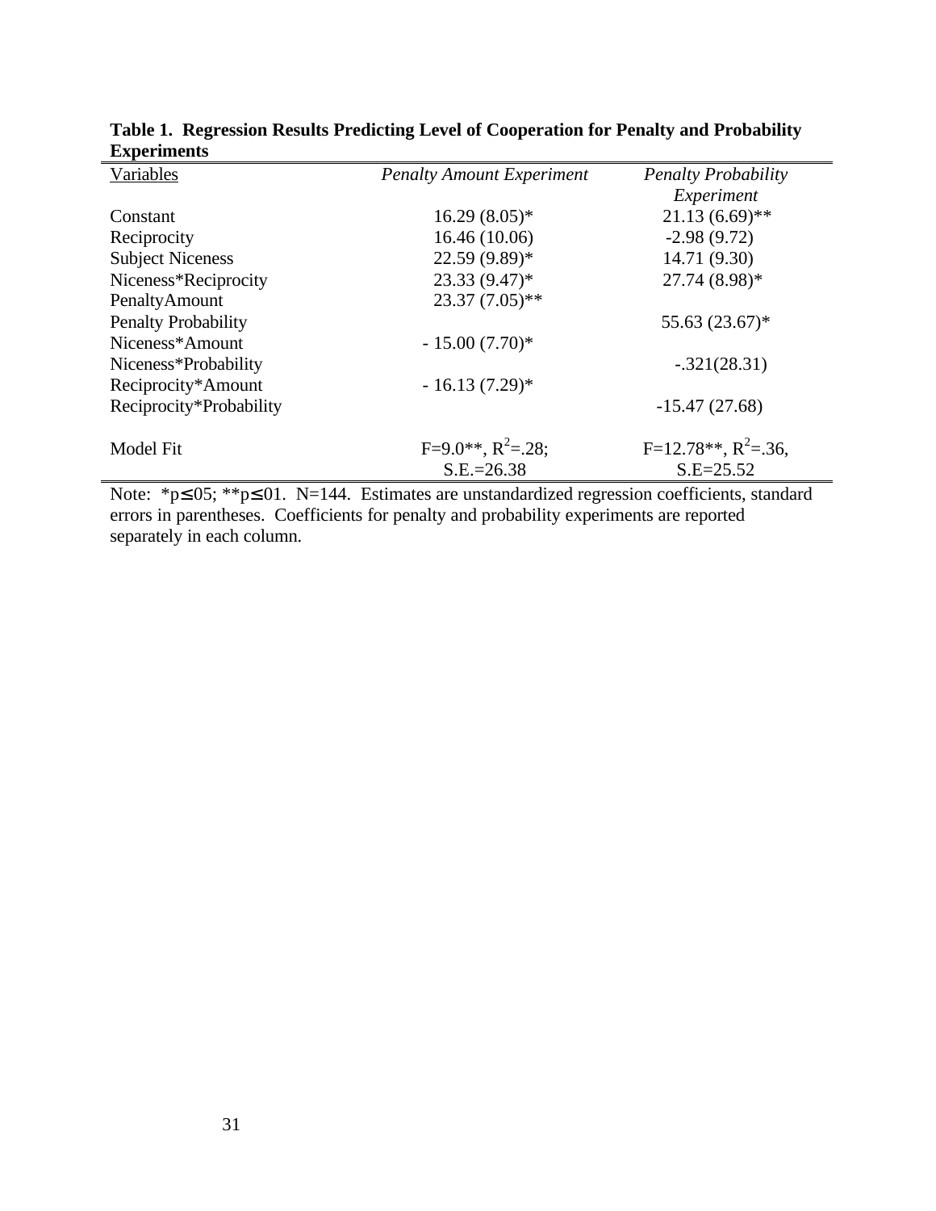**Table 1. Regression Results Predicting Level of Cooperation for Penalty and Probability Experiments**

| Variables | *Penalty Amount Experiment* | *Penalty Probability Experiment* |
|---|---|---|
| Constant | 16.29 (8.05)* | 21.13 (6.69)** |
| Reciprocity | 16.46 (10.06) | -2.98 (9.72) |
| Subject Niceness | 22.59 (9.89)* | 14.71 (9.30) |
| Niceness*Reciprocity | 23.33 (9.47)* | 27.74 (8.98)* |
| PenaltyAmount | 23.37 (7.05)** | |
| Penalty Probability | | 55.63 (23.67)* |
| Niceness*Amount | - 15.00 (7.70)* | |
| Niceness*Probability | | -.321(28.31) |
| Reciprocity*Amount | - 16.13 (7.29)* | |
| Reciprocity*Probability | | -15.47 (27.68) |
| Model Fit | F=9.0**, $R^2$=.28; S.E.=26.38 | F=12.78**, $R^2$=.36, S.E=25.52 |

Note: *p≤.05; **p≤.01. N=144. Estimates are unstandardized regression coefficients, standard errors in parentheses. Coefficients for penalty and probability experiments are reported separately in each column.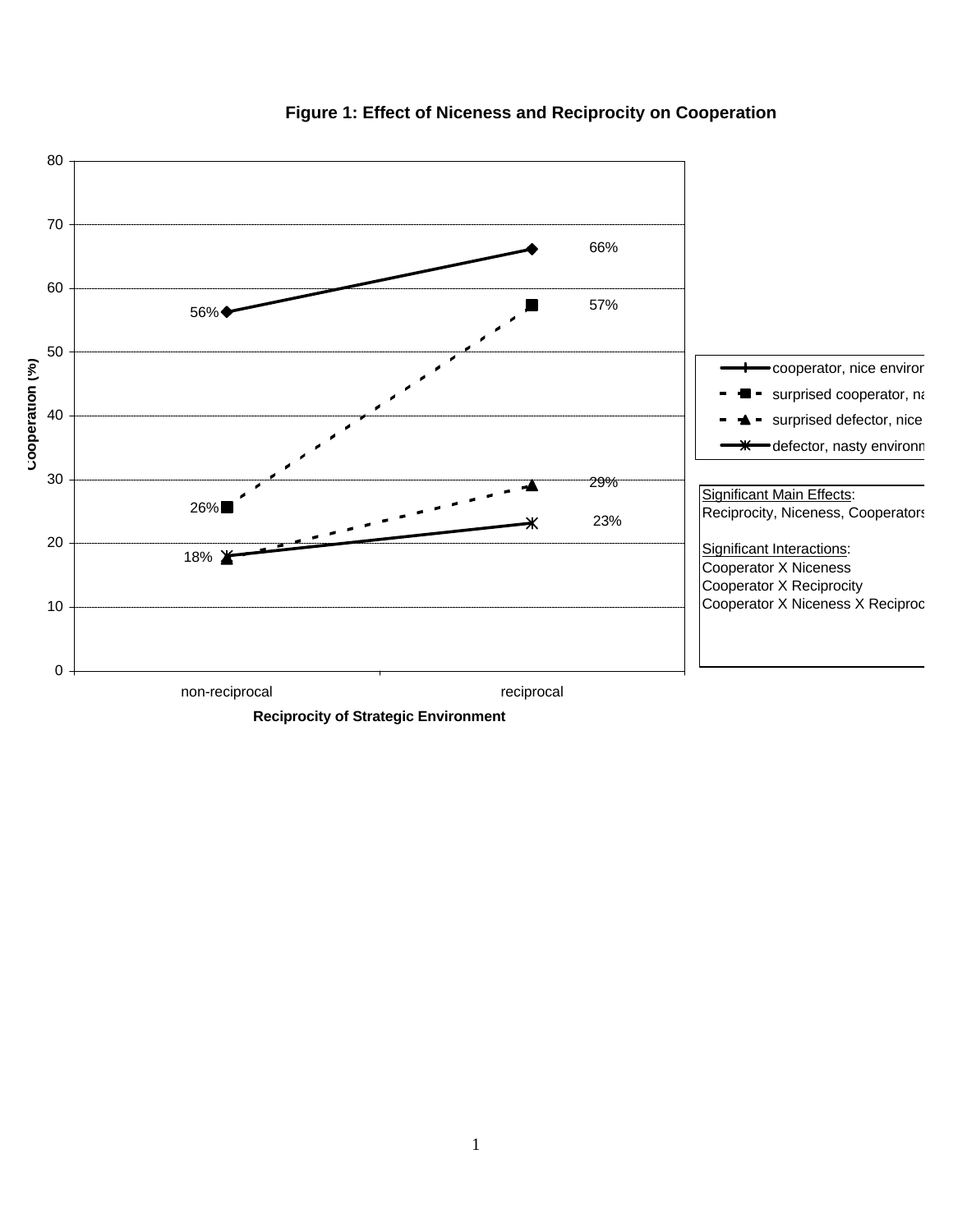**Figure 1: Effect of Niceness and Reciprocity on Cooperation**

| Reciprocity of Strategic Environment | cooperator, nice environ | surprised cooperator, na | surprised defector, nice | defector, nasty environn |
|---|---|---|---|---|
| non-reciprocal | 56% | 26% | 18% | 18% |
| reciprocal | 66% | 57% | 29% | 23% |

Cooperation (%)

Significant Main Effects:
Reciprocity, Niceness, Cooperators

Significant Interactions:
Cooperator X Niceness
Cooperator X Reciprocity
Cooperator X Niceness X Reciproc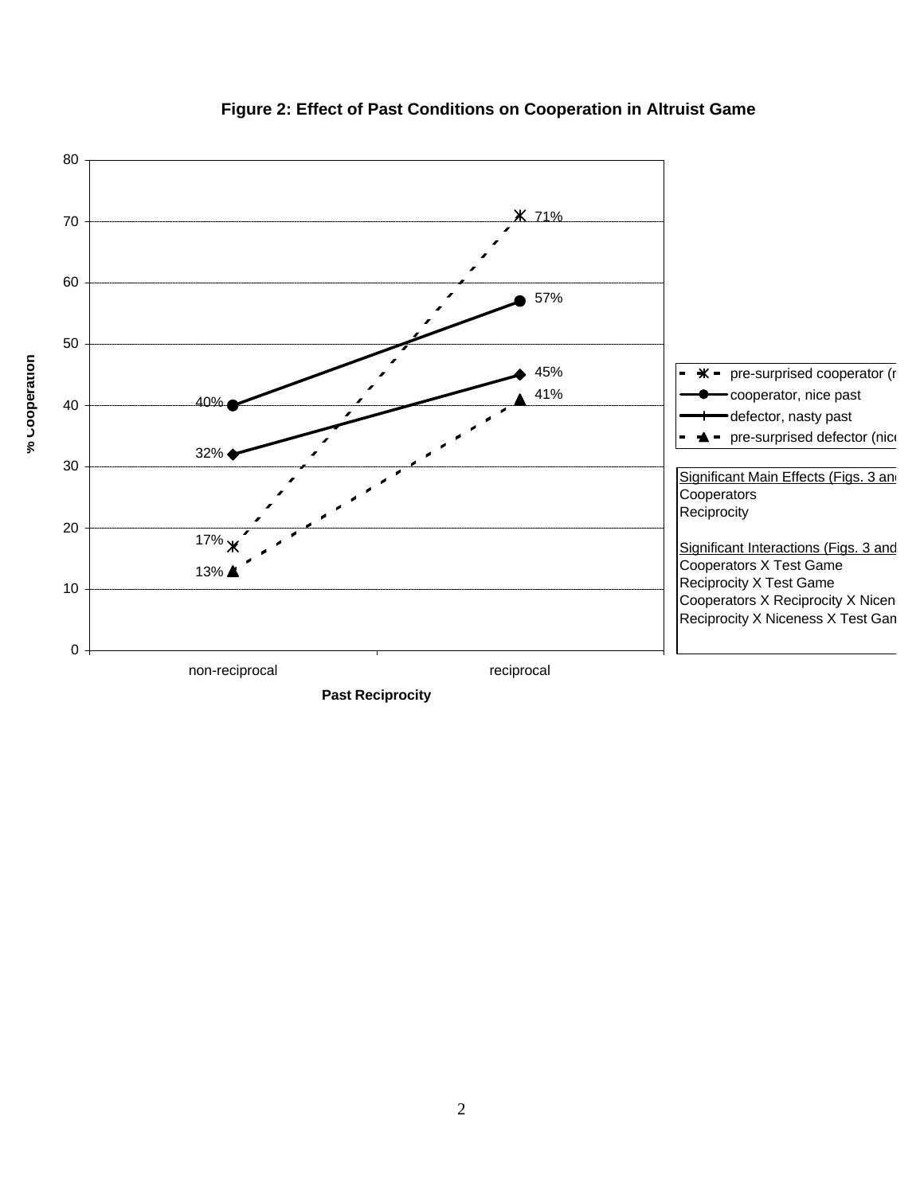**Figure 2: Effect of Past Conditions on Cooperation in Altruist Game**

| Past Reciprocity | pre-surprised cooperator (n | cooperator, nice past | defector, nasty past | pre-surprised defector (nice |
|---|---|---|---|---|
| non-reciprocal | 17% | 40% | 32% | 13% |
| reciprocal | 71% | 57% | 45% | 41% |

Y-axis: % Cooperation (0–80)

X-axis: Past Reciprocity

Significant Main Effects (Figs. 3 and
Cooperators
Reciprocity

Significant Interactions (Figs. 3 and
Cooperators X Test Game
Reciprocity X Test Game
Cooperators X Reciprocity X Nicen
Reciprocity X Niceness X Test Gam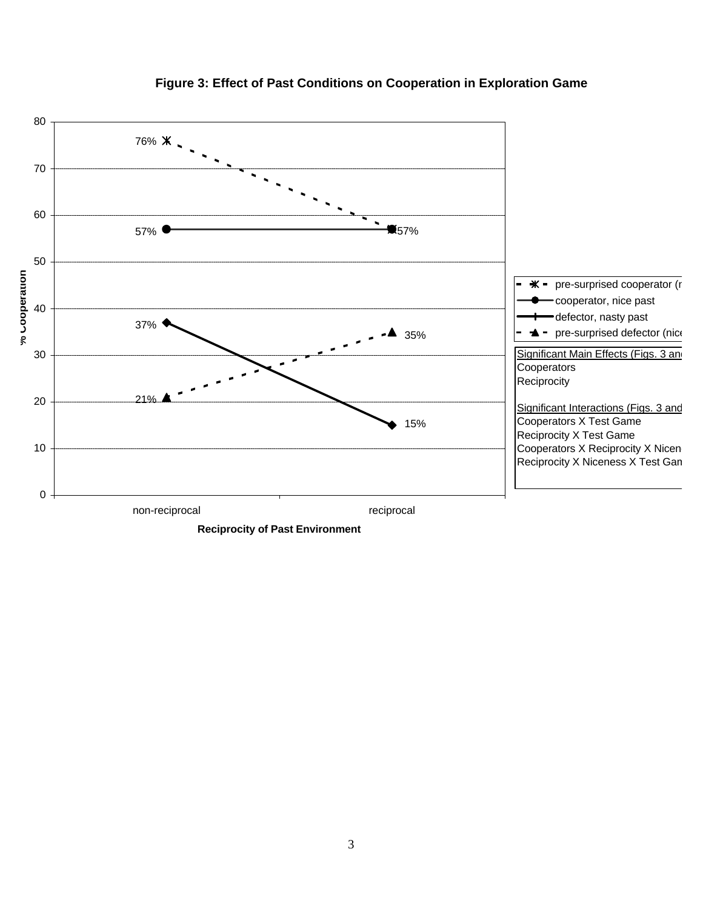**Figure 3: Effect of Past Conditions on Cooperation in Exploration Game**

| Reciprocity of Past Environment | pre-surprised cooperator (n | cooperator, nice past | defector, nasty past | pre-surprised defector (nice |
|---|---|---|---|---|
| non-reciprocal | 76% | 57% | 37% | 21% |
| reciprocal | 57% | 57% | 15% | 35% |

Y-axis: % Cooperation (0–80)

Significant Main Effects (Figs. 3 and
Cooperators
Reciprocity

Significant Interactions (Figs. 3 and
Cooperators X Test Game
Reciprocity X Test Game
Cooperators X Reciprocity X Nicen
Reciprocity X Niceness X Test Gan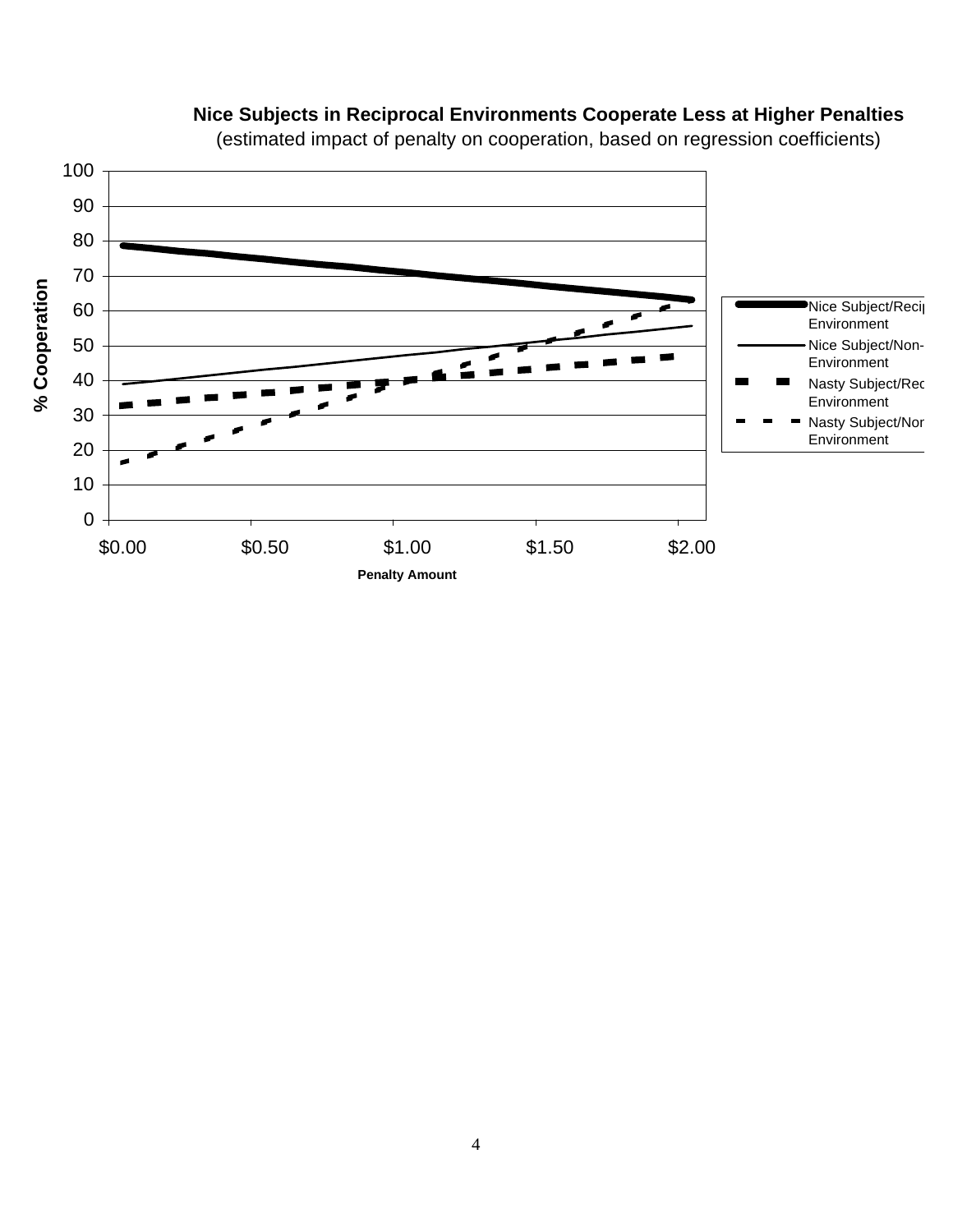**Nice Subjects in Reciprocal Environments Cooperate Less at Higher Penalties**

(estimated impact of penalty on cooperation, based on regression coefficients)

% Cooperation

Penalty Amount

Nice Subject/Reciprocal Environment

Nice Subject/Non-Reciprocal Environment

Nasty Subject/Reciprocal Environment

Nasty Subject/Non-Reciprocal Environment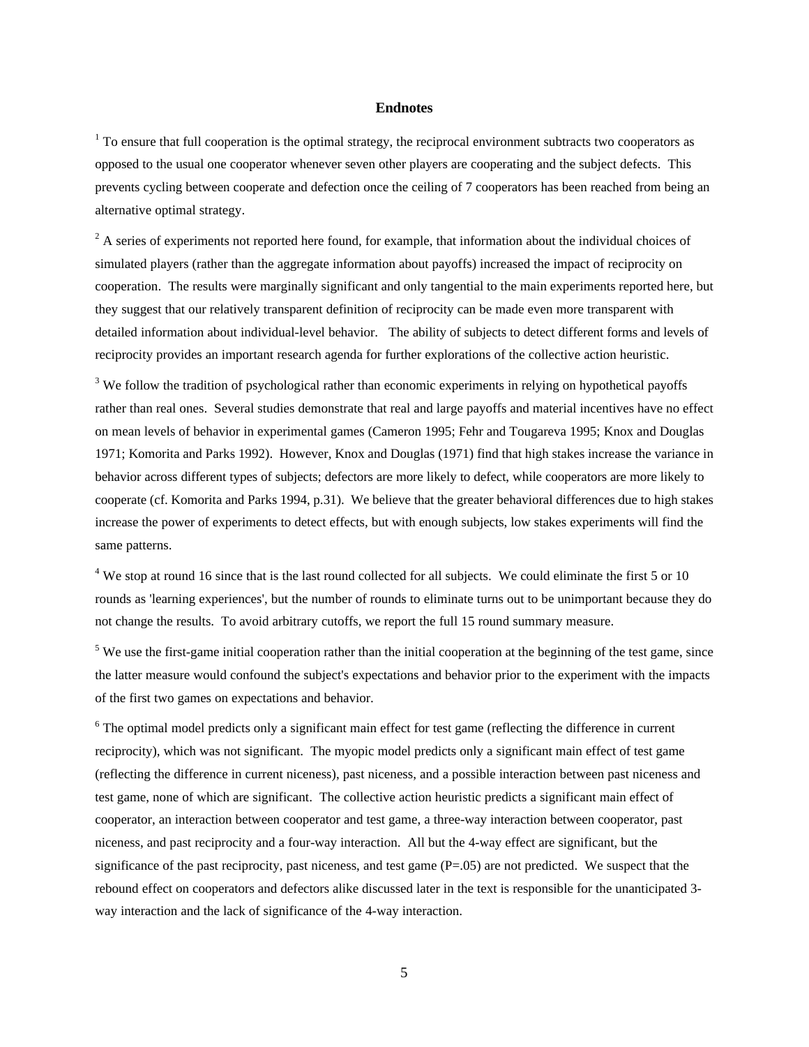## Endnotes

[1] To ensure that full cooperation is the optimal strategy, the reciprocal environment subtracts two cooperators as opposed to the usual one cooperator whenever seven other players are cooperating and the subject defects. This prevents cycling between cooperate and defection once the ceiling of 7 cooperators has been reached from being an alternative optimal strategy.

[2] A series of experiments not reported here found, for example, that information about the individual choices of simulated players (rather than the aggregate information about payoffs) increased the impact of reciprocity on cooperation. The results were marginally significant and only tangential to the main experiments reported here, but they suggest that our relatively transparent definition of reciprocity can be made even more transparent with detailed information about individual-level behavior. The ability of subjects to detect different forms and levels of reciprocity provides an important research agenda for further explorations of the collective action heuristic.

[3] We follow the tradition of psychological rather than economic experiments in relying on hypothetical payoffs rather than real ones. Several studies demonstrate that real and large payoffs and material incentives have no effect on mean levels of behavior in experimental games (Cameron 1995; Fehr and Tougareva 1995; Knox and Douglas 1971; Komorita and Parks 1992). However, Knox and Douglas (1971) find that high stakes increase the variance in behavior across different types of subjects; defectors are more likely to defect, while cooperators are more likely to cooperate (cf. Komorita and Parks 1994, p.31). We believe that the greater behavioral differences due to high stakes increase the power of experiments to detect effects, but with enough subjects, low stakes experiments will find the same patterns.

[4] We stop at round 16 since that is the last round collected for all subjects. We could eliminate the first 5 or 10 rounds as 'learning experiences', but the number of rounds to eliminate turns out to be unimportant because they do not change the results. To avoid arbitrary cutoffs, we report the full 15 round summary measure.

[5] We use the first-game initial cooperation rather than the initial cooperation at the beginning of the test game, since the latter measure would confound the subject's expectations and behavior prior to the experiment with the impacts of the first two games on expectations and behavior.

[6] The optimal model predicts only a significant main effect for test game (reflecting the difference in current reciprocity), which was not significant. The myopic model predicts only a significant main effect of test game (reflecting the difference in current niceness), past niceness, and a possible interaction between past niceness and test game, none of which are significant. The collective action heuristic predicts a significant main effect of cooperator, an interaction between cooperator and test game, a three-way interaction between cooperator, past niceness, and past reciprocity and a four-way interaction. All but the 4-way effect are significant, but the significance of the past reciprocity, past niceness, and test game ($P=.05$) are not predicted. We suspect that the rebound effect on cooperators and defectors alike discussed later in the text is responsible for the unanticipated 3-way interaction and the lack of significance of the 4-way interaction.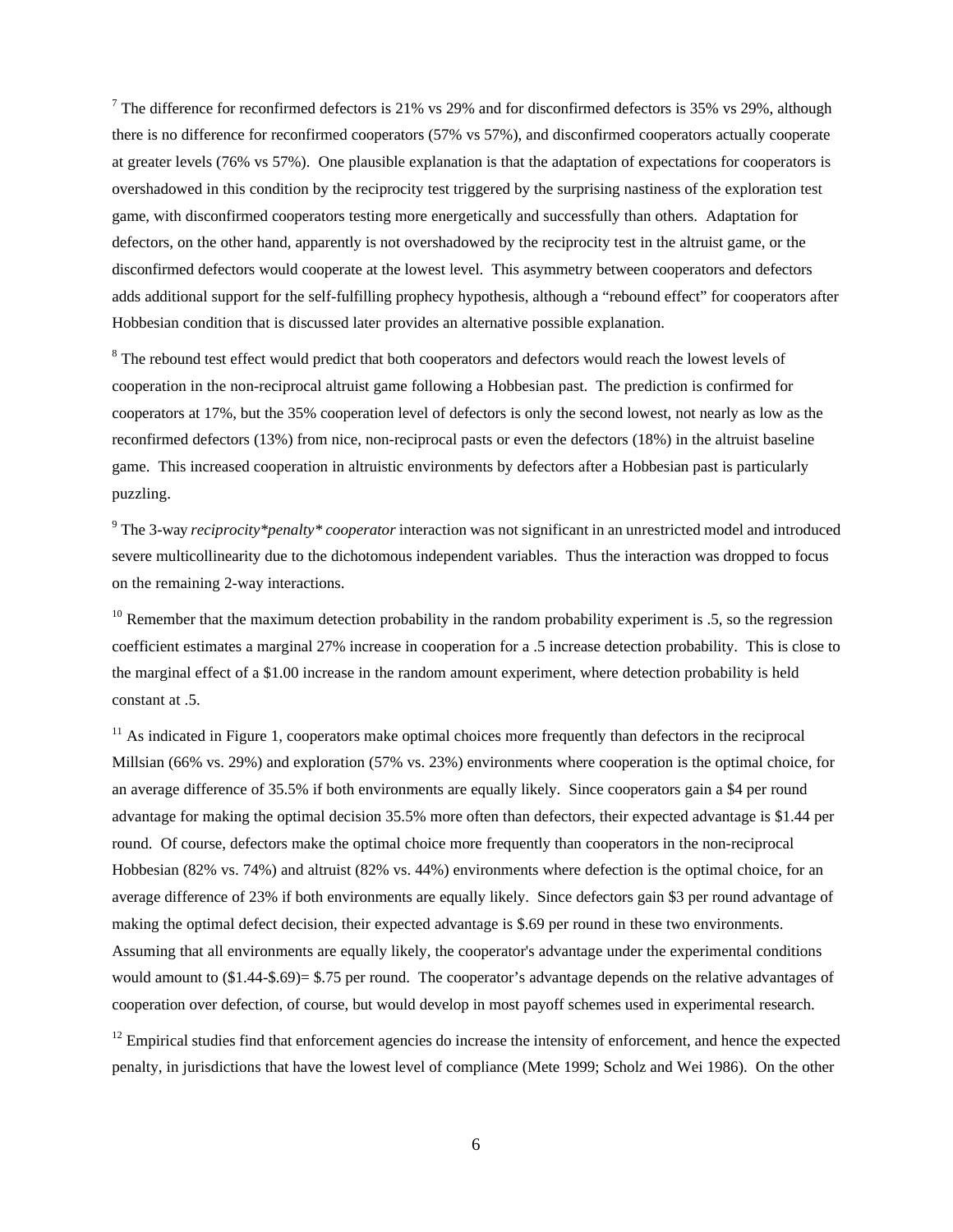[7] The difference for reconfirmed defectors is 21% vs 29% and for disconfirmed defectors is 35% vs 29%, although there is no difference for reconfirmed cooperators (57% vs 57%), and disconfirmed cooperators actually cooperate at greater levels (76% vs 57%). One plausible explanation is that the adaptation of expectations for cooperators is overshadowed in this condition by the reciprocity test triggered by the surprising nastiness of the exploration test game, with disconfirmed cooperators testing more energetically and successfully than others. Adaptation for defectors, on the other hand, apparently is not overshadowed by the reciprocity test in the altruist game, or the disconfirmed defectors would cooperate at the lowest level. This asymmetry between cooperators and defectors adds additional support for the self-fulfilling prophecy hypothesis, although a "rebound effect" for cooperators after Hobbesian condition that is discussed later provides an alternative possible explanation.

[8] The rebound test effect would predict that both cooperators and defectors would reach the lowest levels of cooperation in the non-reciprocal altruist game following a Hobbesian past. The prediction is confirmed for cooperators at 17%, but the 35% cooperation level of defectors is only the second lowest, not nearly as low as the reconfirmed defectors (13%) from nice, non-reciprocal pasts or even the defectors (18%) in the altruist baseline game. This increased cooperation in altruistic environments by defectors after a Hobbesian past is particularly puzzling.

[9] The 3-way *reciprocity*penalty* cooperator* interaction was not significant in an unrestricted model and introduced severe multicollinearity due to the dichotomous independent variables. Thus the interaction was dropped to focus on the remaining 2-way interactions.

[10] Remember that the maximum detection probability in the random probability experiment is .5, so the regression coefficient estimates a marginal 27% increase in cooperation for a .5 increase detection probability. This is close to the marginal effect of a $1.00 increase in the random amount experiment, where detection probability is held constant at .5.

[11] As indicated in Figure 1, cooperators make optimal choices more frequently than defectors in the reciprocal Millsian (66% vs. 29%) and exploration (57% vs. 23%) environments where cooperation is the optimal choice, for an average difference of 35.5% if both environments are equally likely. Since cooperators gain a $4 per round advantage for making the optimal decision 35.5% more often than defectors, their expected advantage is $1.44 per round. Of course, defectors make the optimal choice more frequently than cooperators in the non-reciprocal Hobbesian (82% vs. 74%) and altruist (82% vs. 44%) environments where defection is the optimal choice, for an average difference of 23% if both environments are equally likely. Since defectors gain $3 per round advantage of making the optimal defect decision, their expected advantage is $.69 per round in these two environments. Assuming that all environments are equally likely, the cooperator's advantage under the experimental conditions would amount to ($1.44-$.69)= $.75 per round. The cooperator's advantage depends on the relative advantages of cooperation over defection, of course, but would develop in most payoff schemes used in experimental research.

[12] Empirical studies find that enforcement agencies do increase the intensity of enforcement, and hence the expected penalty, in jurisdictions that have the lowest level of compliance (Mete 1999; Scholz and Wei 1986). On the other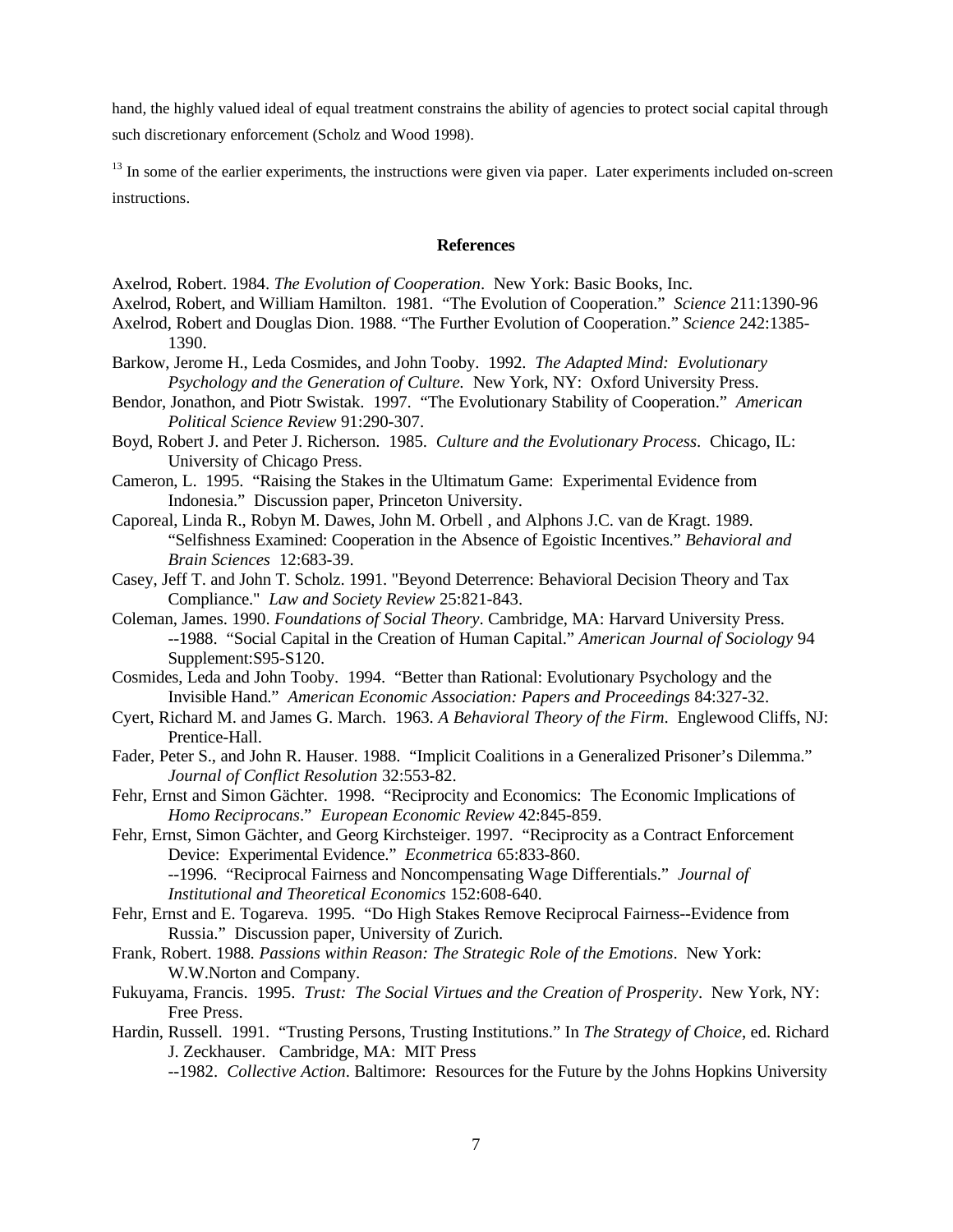hand, the highly valued ideal of equal treatment constrains the ability of agencies to protect social capital through such discretionary enforcement (Scholz and Wood 1998).

[13] In some of the earlier experiments, the instructions were given via paper. Later experiments included on-screen instructions.

## References

Axelrod, Robert. 1984. *The Evolution of Cooperation*. New York: Basic Books, Inc.

Axelrod, Robert, and William Hamilton. 1981. "The Evolution of Cooperation." *Science* 211:1390-96

Axelrod, Robert and Douglas Dion. 1988. "The Further Evolution of Cooperation." *Science* 242:1385-1390.

Barkow, Jerome H., Leda Cosmides, and John Tooby. 1992. *The Adapted Mind: Evolutionary Psychology and the Generation of Culture.* New York, NY: Oxford University Press.

Bendor, Jonathon, and Piotr Swistak. 1997. "The Evolutionary Stability of Cooperation." *American Political Science Review* 91:290-307.

Boyd, Robert J. and Peter J. Richerson. 1985. *Culture and the Evolutionary Process*. Chicago, IL: University of Chicago Press.

Cameron, L. 1995. "Raising the Stakes in the Ultimatum Game: Experimental Evidence from Indonesia." Discussion paper, Princeton University.

Caporeal, Linda R., Robyn M. Dawes, John M. Orbell , and Alphons J.C. van de Kragt. 1989. "Selfishness Examined: Cooperation in the Absence of Egoistic Incentives." *Behavioral and Brain Sciences* 12:683-39.

Casey, Jeff T. and John T. Scholz. 1991. "Beyond Deterrence: Behavioral Decision Theory and Tax Compliance." *Law and Society Review* 25:821-843.

Coleman, James. 1990. *Foundations of Social Theory*. Cambridge, MA: Harvard University Press.
--1988. "Social Capital in the Creation of Human Capital." *American Journal of Sociology* 94 Supplement:S95-S120.

Cosmides, Leda and John Tooby. 1994. "Better than Rational: Evolutionary Psychology and the Invisible Hand." *American Economic Association: Papers and Proceedings* 84:327-32.

Cyert, Richard M. and James G. March. 1963. *A Behavioral Theory of the Firm*. Englewood Cliffs, NJ: Prentice-Hall.

Fader, Peter S., and John R. Hauser. 1988. "Implicit Coalitions in a Generalized Prisoner's Dilemma." *Journal of Conflict Resolution* 32:553-82.

Fehr, Ernst and Simon Gächter. 1998. "Reciprocity and Economics: The Economic Implications of *Homo Reciprocans*." *European Economic Review* 42:845-859.

Fehr, Ernst, Simon Gächter, and Georg Kirchsteiger. 1997. "Reciprocity as a Contract Enforcement Device: Experimental Evidence." *Econmetrica* 65:833-860.
--1996. "Reciprocal Fairness and Noncompensating Wage Differentials." *Journal of Institutional and Theoretical Economics* 152:608-640.

Fehr, Ernst and E. Togareva. 1995. "Do High Stakes Remove Reciprocal Fairness--Evidence from Russia." Discussion paper, University of Zurich.

Frank, Robert. 1988. *Passions within Reason: The Strategic Role of the Emotions*. New York: W.W.Norton and Company.

Fukuyama, Francis. 1995. *Trust: The Social Virtues and the Creation of Prosperity*. New York, NY: Free Press.

Hardin, Russell. 1991. "Trusting Persons, Trusting Institutions." In *The Strategy of Choice*, ed. Richard J. Zeckhauser. Cambridge, MA: MIT Press
--1982. *Collective Action*. Baltimore: Resources for the Future by the Johns Hopkins University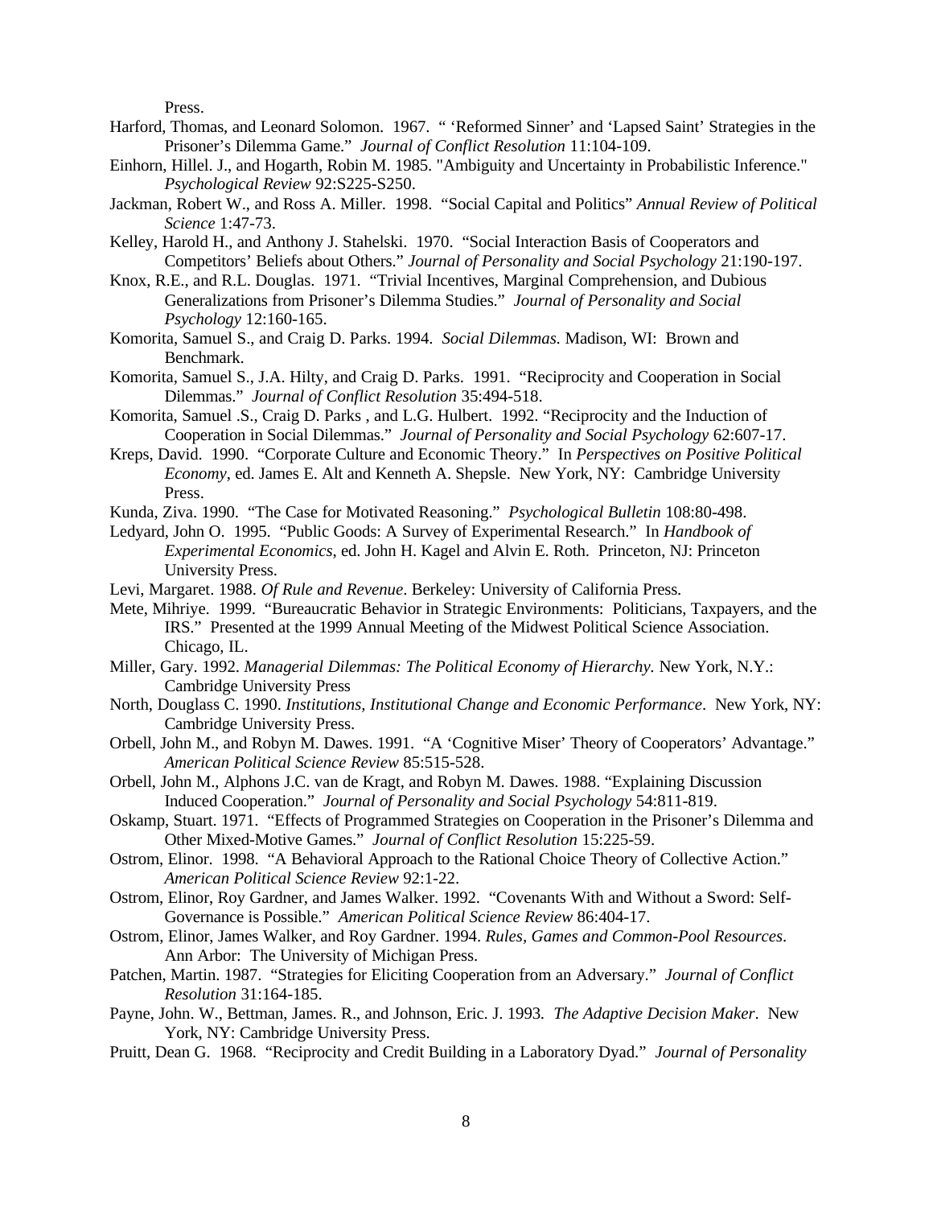Press.

Harford, Thomas, and Leonard Solomon. 1967. " 'Reformed Sinner' and 'Lapsed Saint' Strategies in the Prisoner's Dilemma Game." *Journal of Conflict Resolution* 11:104-109.

Einhorn, Hillel. J., and Hogarth, Robin M. 1985. "Ambiguity and Uncertainty in Probabilistic Inference." *Psychological Review* 92:S225-S250.

Jackman, Robert W., and Ross A. Miller. 1998. "Social Capital and Politics" *Annual Review of Political Science* 1:47-73.

Kelley, Harold H., and Anthony J. Stahelski. 1970. "Social Interaction Basis of Cooperators and Competitors' Beliefs about Others." *Journal of Personality and Social Psychology* 21:190-197.

Knox, R.E., and R.L. Douglas. 1971. "Trivial Incentives, Marginal Comprehension, and Dubious Generalizations from Prisoner's Dilemma Studies." *Journal of Personality and Social Psychology* 12:160-165.

Komorita, Samuel S., and Craig D. Parks. 1994. *Social Dilemmas*. Madison, WI: Brown and Benchmark.

Komorita, Samuel S., J.A. Hilty, and Craig D. Parks. 1991. "Reciprocity and Cooperation in Social Dilemmas." *Journal of Conflict Resolution* 35:494-518.

Komorita, Samuel .S., Craig D. Parks , and L.G. Hulbert. 1992. "Reciprocity and the Induction of Cooperation in Social Dilemmas." *Journal of Personality and Social Psychology* 62:607-17.

Kreps, David. 1990. "Corporate Culture and Economic Theory." In *Perspectives on Positive Political Economy*, ed. James E. Alt and Kenneth A. Shepsle. New York, NY: Cambridge University Press.

Kunda, Ziva. 1990. "The Case for Motivated Reasoning." *Psychological Bulletin* 108:80-498.

Ledyard, John O. 1995. "Public Goods: A Survey of Experimental Research." In *Handbook of Experimental Economics*, ed. John H. Kagel and Alvin E. Roth. Princeton, NJ: Princeton University Press.

Levi, Margaret. 1988. *Of Rule and Revenue*. Berkeley: University of California Press.

Mete, Mihriye. 1999. "Bureaucratic Behavior in Strategic Environments: Politicians, Taxpayers, and the IRS." Presented at the 1999 Annual Meeting of the Midwest Political Science Association. Chicago, IL.

Miller, Gary. 1992. *Managerial Dilemmas: The Political Economy of Hierarchy.* New York, N.Y.: Cambridge University Press

North, Douglass C. 1990. *Institutions, Institutional Change and Economic Performance*. New York, NY: Cambridge University Press.

Orbell, John M., and Robyn M. Dawes. 1991. "A 'Cognitive Miser' Theory of Cooperators' Advantage." *American Political Science Review* 85:515-528.

Orbell, John M., Alphons J.C. van de Kragt, and Robyn M. Dawes. 1988. "Explaining Discussion Induced Cooperation." *Journal of Personality and Social Psychology* 54:811-819.

Oskamp, Stuart. 1971. "Effects of Programmed Strategies on Cooperation in the Prisoner's Dilemma and Other Mixed-Motive Games." *Journal of Conflict Resolution* 15:225-59.

Ostrom, Elinor. 1998. "A Behavioral Approach to the Rational Choice Theory of Collective Action." *American Political Science Review* 92:1-22.

Ostrom, Elinor, Roy Gardner, and James Walker. 1992. "Covenants With and Without a Sword: Self-Governance is Possible." *American Political Science Review* 86:404-17.

Ostrom, Elinor, James Walker, and Roy Gardner. 1994. *Rules, Games and Common-Pool Resources*. Ann Arbor: The University of Michigan Press.

Patchen, Martin. 1987. "Strategies for Eliciting Cooperation from an Adversary." *Journal of Conflict Resolution* 31:164-185.

Payne, John. W., Bettman, James. R., and Johnson, Eric. J. 1993. *The Adaptive Decision Maker*. New York, NY: Cambridge University Press.

Pruitt, Dean G. 1968. "Reciprocity and Credit Building in a Laboratory Dyad." *Journal of Personality*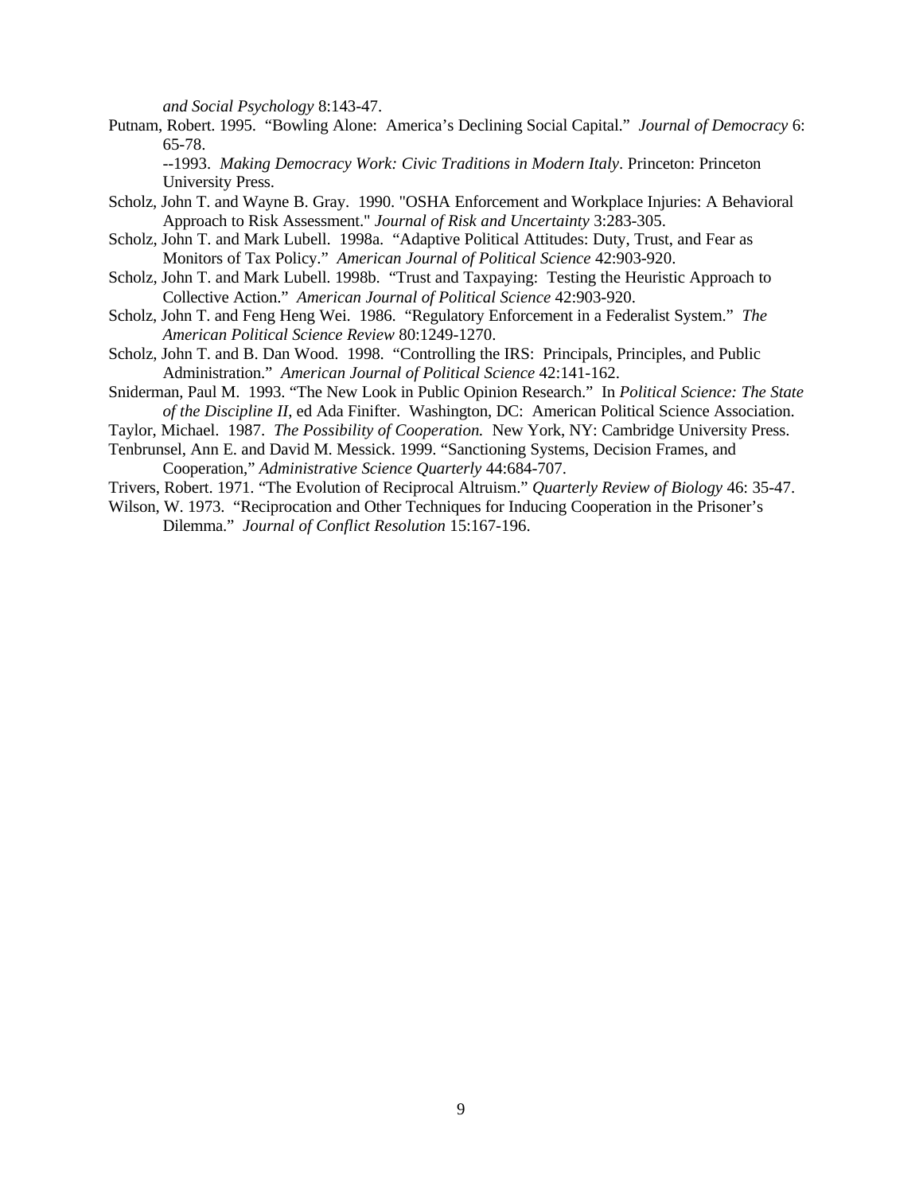*and Social Psychology* 8:143-47.

Putnam, Robert. 1995. "Bowling Alone: America's Declining Social Capital." *Journal of Democracy* 6: 65-78.

--1993. *Making Democracy Work: Civic Traditions in Modern Italy*. Princeton: Princeton University Press.

Scholz, John T. and Wayne B. Gray. 1990. "OSHA Enforcement and Workplace Injuries: A Behavioral Approach to Risk Assessment." *Journal of Risk and Uncertainty* 3:283-305.

Scholz, John T. and Mark Lubell. 1998a. "Adaptive Political Attitudes: Duty, Trust, and Fear as Monitors of Tax Policy." *American Journal of Political Science* 42:903-920.

Scholz, John T. and Mark Lubell. 1998b. "Trust and Taxpaying: Testing the Heuristic Approach to Collective Action." *American Journal of Political Science* 42:903-920.

Scholz, John T. and Feng Heng Wei. 1986. "Regulatory Enforcement in a Federalist System." *The American Political Science Review* 80:1249-1270.

Scholz, John T. and B. Dan Wood. 1998. "Controlling the IRS: Principals, Principles, and Public Administration." *American Journal of Political Science* 42:141-162.

Sniderman, Paul M. 1993. "The New Look in Public Opinion Research." In *Political Science: The State of the Discipline II*, ed Ada Finifter. Washington, DC: American Political Science Association.

Taylor, Michael. 1987. *The Possibility of Cooperation.* New York, NY: Cambridge University Press.

Tenbrunsel, Ann E. and David M. Messick. 1999. "Sanctioning Systems, Decision Frames, and Cooperation," *Administrative Science Quarterly* 44:684-707.

Trivers, Robert. 1971. "The Evolution of Reciprocal Altruism." *Quarterly Review of Biology* 46: 35-47.

Wilson, W. 1973. "Reciprocation and Other Techniques for Inducing Cooperation in the Prisoner's Dilemma." *Journal of Conflict Resolution* 15:167-196.